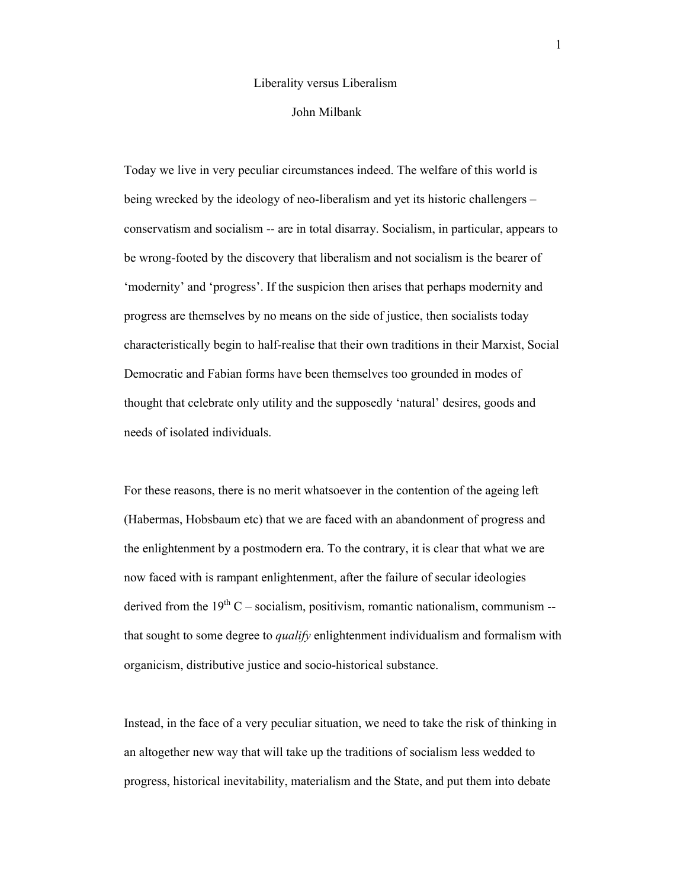# Liberality versus Liberalism

John Milbank

Today we live in very peculiar circumstances indeed. The welfare of this world is being wrecked by the ideology of neo-liberalism and yet its historic challengers – conservatism and socialism -- are in total disarray. Socialism, in particular, appears to be wrong-footed by the discovery that liberalism and not socialism is the bearer of 'modernity' and 'progress'. If the suspicion then arises that perhaps modernity and progress are themselves by no means on the side of justice, then socialists today characteristically begin to half-realise that their own traditions in their Marxist, Social Democratic and Fabian forms have been themselves too grounded in modes of thought that celebrate only utility and the supposedly 'natural' desires, goods and needs of isolated individuals.

For these reasons, there is no merit whatsoever in the contention of the ageing left (Habermas, Hobsbaum etc) that we are faced with an abandonment of progress and the enlightenment by a postmodern era. To the contrary, it is clear that what we are now faced with is rampant enlightenment, after the failure of secular ideologies derived from the 19th C – socialism, positivism, romantic nationalism, communism -- that sought to some degree to *qualify* enlightenment individualism and formalism with organicism, distributive justice and socio-historical substance.

Instead, in the face of a very peculiar situation, we need to take the risk of thinking in an altogether new way that will take up the traditions of socialism less wedded to progress, historical inevitability, materialism and the State, and put them into debate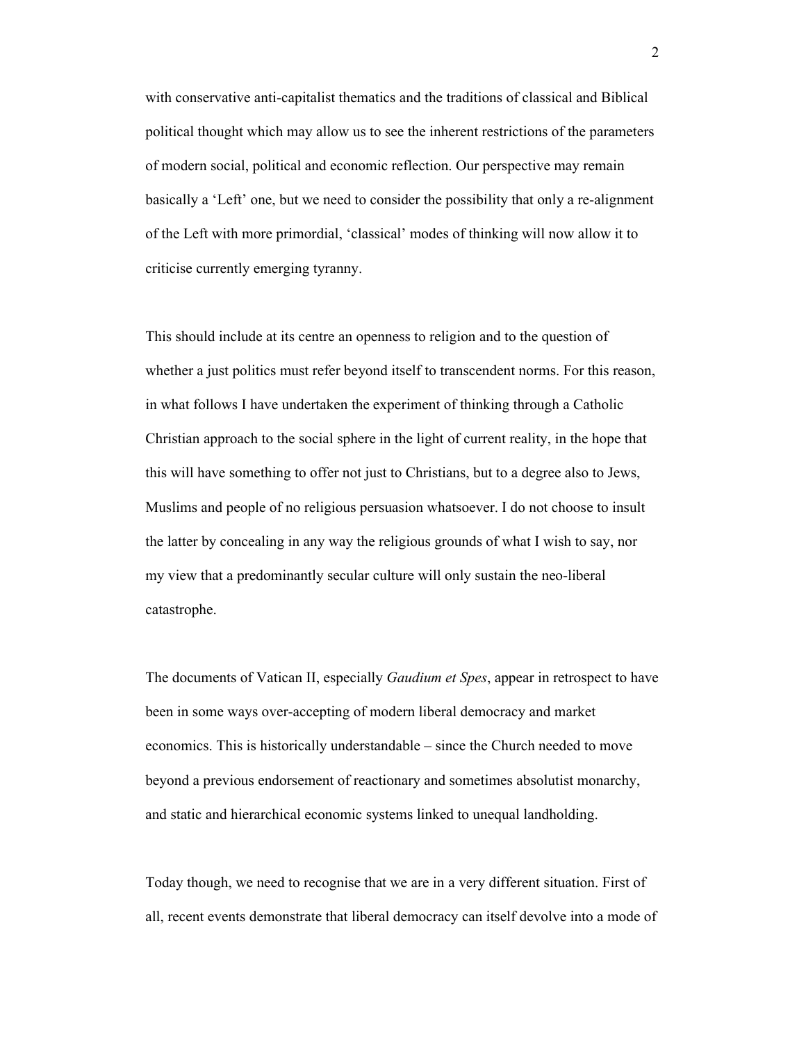with conservative anti-capitalist thematics and the traditions of classical and Biblical political thought which may allow us to see the inherent restrictions of the parameters of modern social, political and economic reflection. Our perspective may remain basically a 'Left' one, but we need to consider the possibility that only a re-alignment of the Left with more primordial, 'classical' modes of thinking will now allow it to criticise currently emerging tyranny.

This should include at its centre an openness to religion and to the question of whether a just politics must refer beyond itself to transcendent norms. For this reason, in what follows I have undertaken the experiment of thinking through a Catholic Christian approach to the social sphere in the light of current reality, in the hope that this will have something to offer not just to Christians, but to a degree also to Jews, Muslims and people of no religious persuasion whatsoever. I do not choose to insult the latter by concealing in any way the religious grounds of what I wish to say, nor my view that a predominantly secular culture will only sustain the neo-liberal catastrophe.

The documents of Vatican II, especially *Gaudium et Spes*, appear in retrospect to have been in some ways over-accepting of modern liberal democracy and market economics. This is historically understandable – since the Church needed to move beyond a previous endorsement of reactionary and sometimes absolutist monarchy, and static and hierarchical economic systems linked to unequal landholding.

Today though, we need to recognise that we are in a very different situation. First of all, recent events demonstrate that liberal democracy can itself devolve into a mode of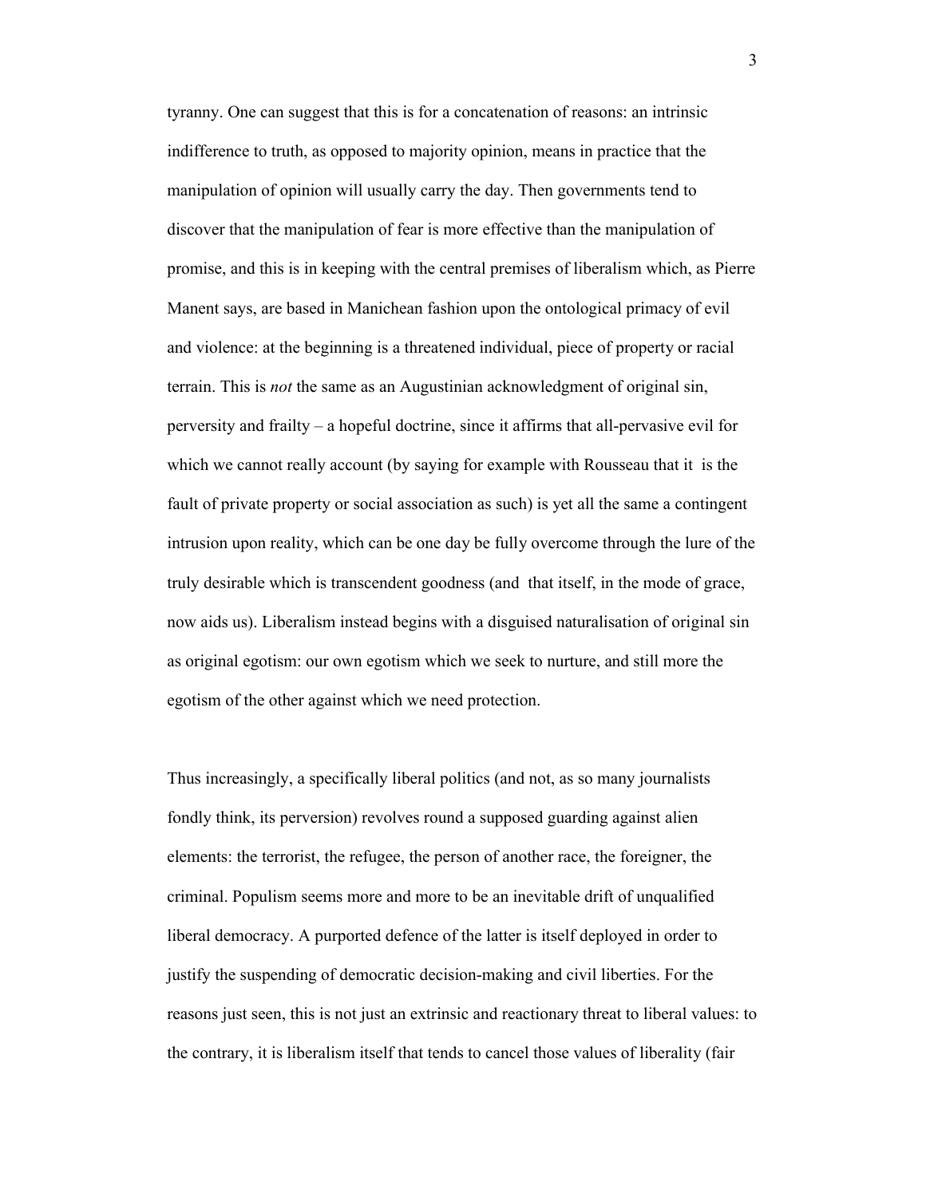tyranny. One can suggest that this is for a concatenation of reasons: an intrinsic indifference to truth, as opposed to majority opinion, means in practice that the manipulation of opinion will usually carry the day. Then governments tend to discover that the manipulation of fear is more effective than the manipulation of promise, and this is in keeping with the central premises of liberalism which, as Pierre Manent says, are based in Manichean fashion upon the ontological primacy of evil and violence: at the beginning is a threatened individual, piece of property or racial terrain. This is *not* the same as an Augustinian acknowledgment of original sin, perversity and frailty – a hopeful doctrine, since it affirms that all-pervasive evil for which we cannot really account (by saying for example with Rousseau that it is the fault of private property or social association as such) is yet all the same a contingent intrusion upon reality, which can be one day be fully overcome through the lure of the truly desirable which is transcendent goodness (and that itself, in the mode of grace, now aids us). Liberalism instead begins with a disguised naturalisation of original sin as original egotism: our own egotism which we seek to nurture, and still more the egotism of the other against which we need protection.

Thus increasingly, a specifically liberal politics (and not, as so many journalists fondly think, its perversion) revolves round a supposed guarding against alien elements: the terrorist, the refugee, the person of another race, the foreigner, the criminal. Populism seems more and more to be an inevitable drift of unqualified liberal democracy. A purported defence of the latter is itself deployed in order to justify the suspending of democratic decision-making and civil liberties. For the reasons just seen, this is not just an extrinsic and reactionary threat to liberal values: to the contrary, it is liberalism itself that tends to cancel those values of liberality (fair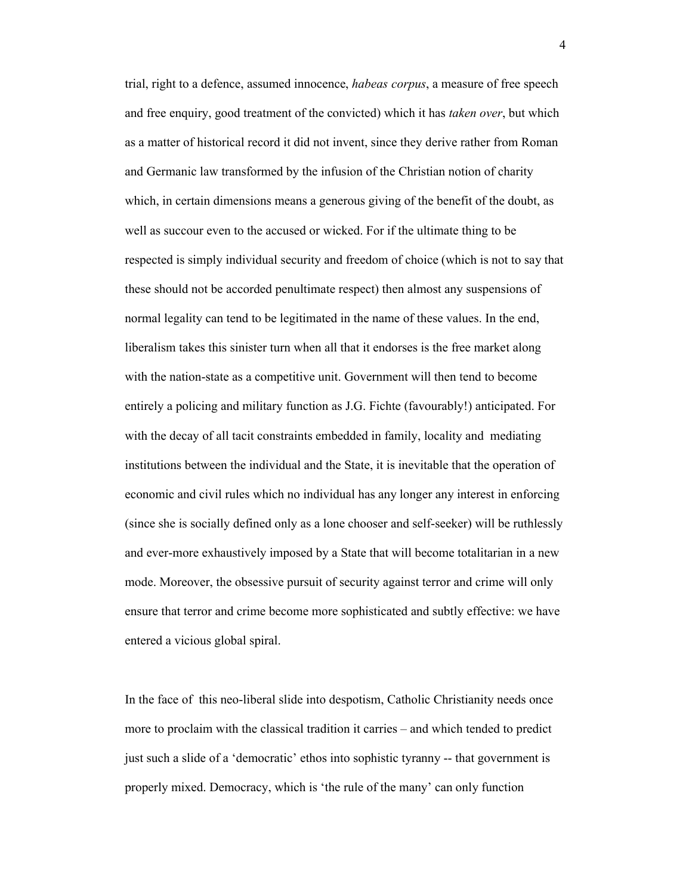trial, right to a defence, assumed innocence, *habeas corpus*, a measure of free speech and free enquiry, good treatment of the convicted) which it has *taken over*, but which as a matter of historical record it did not invent, since they derive rather from Roman and Germanic law transformed by the infusion of the Christian notion of charity which, in certain dimensions means a generous giving of the benefit of the doubt, as well as succour even to the accused or wicked. For if the ultimate thing to be respected is simply individual security and freedom of choice (which is not to say that these should not be accorded penultimate respect) then almost any suspensions of normal legality can tend to be legitimated in the name of these values. In the end, liberalism takes this sinister turn when all that it endorses is the free market along with the nation-state as a competitive unit. Government will then tend to become entirely a policing and military function as J.G. Fichte (favourably!) anticipated. For with the decay of all tacit constraints embedded in family, locality and mediating institutions between the individual and the State, it is inevitable that the operation of economic and civil rules which no individual has any longer any interest in enforcing (since she is socially defined only as a lone chooser and self-seeker) will be ruthlessly and ever-more exhaustively imposed by a State that will become totalitarian in a new mode. Moreover, the obsessive pursuit of security against terror and crime will only ensure that terror and crime become more sophisticated and subtly effective: we have entered a vicious global spiral.

In the face of this neo-liberal slide into despotism, Catholic Christianity needs once more to proclaim with the classical tradition it carries – and which tended to predict just such a slide of a 'democratic' ethos into sophistic tyranny -- that government is properly mixed. Democracy, which is 'the rule of the many' can only function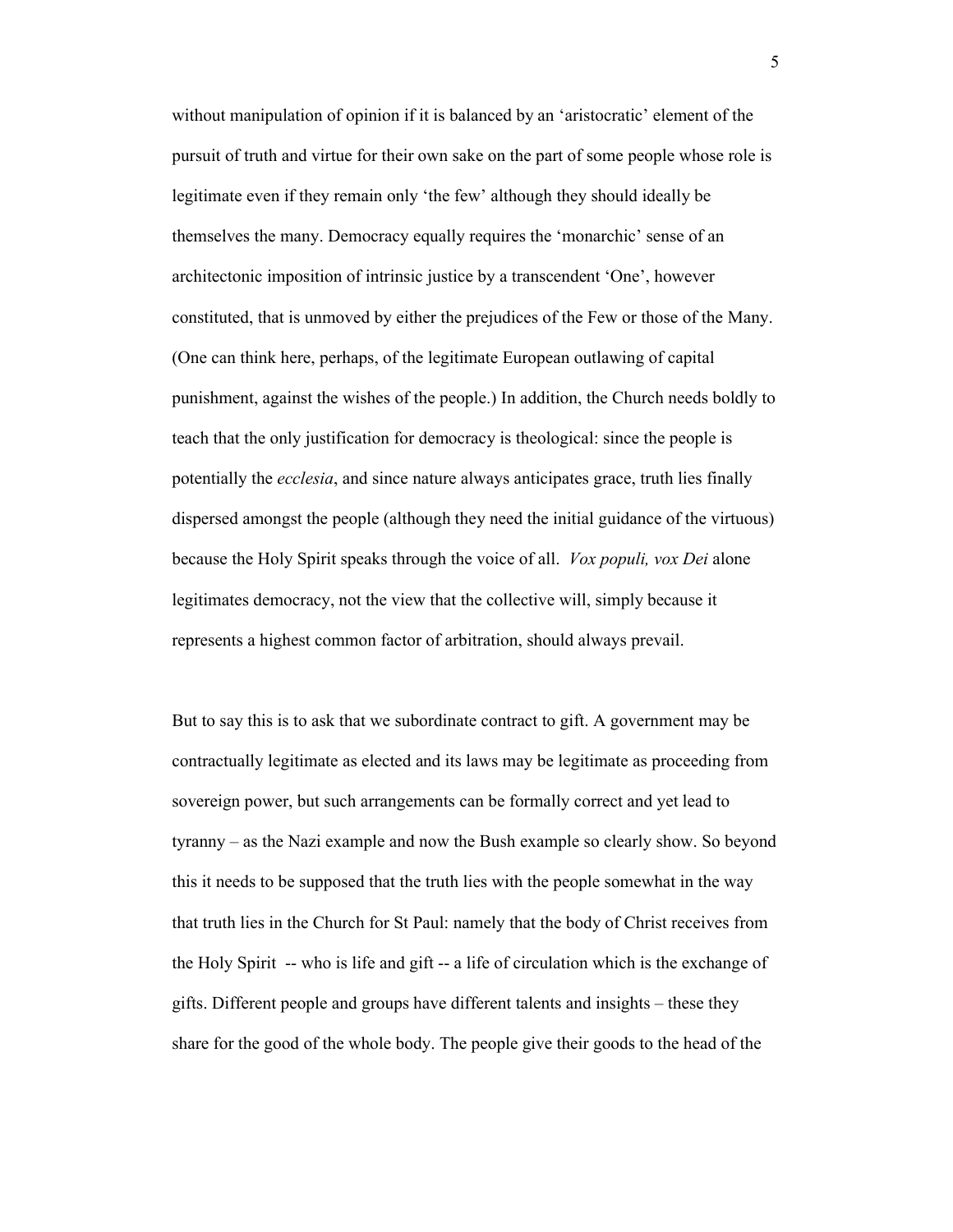without manipulation of opinion if it is balanced by an 'aristocratic' element of the pursuit of truth and virtue for their own sake on the part of some people whose role is legitimate even if they remain only 'the few' although they should ideally be themselves the many. Democracy equally requires the 'monarchic' sense of an architectonic imposition of intrinsic justice by a transcendent 'One', however constituted, that is unmoved by either the prejudices of the Few or those of the Many. (One can think here, perhaps, of the legitimate European outlawing of capital punishment, against the wishes of the people.) In addition, the Church needs boldly to teach that the only justification for democracy is theological: since the people is potentially the *ecclesia*, and since nature always anticipates grace, truth lies finally dispersed amongst the people (although they need the initial guidance of the virtuous) because the Holy Spirit speaks through the voice of all. *Vox populi, vox Dei* alone legitimates democracy, not the view that the collective will, simply because it represents a highest common factor of arbitration, should always prevail.

But to say this is to ask that we subordinate contract to gift. A government may be contractually legitimate as elected and its laws may be legitimate as proceeding from sovereign power, but such arrangements can be formally correct and yet lead to tyranny – as the Nazi example and now the Bush example so clearly show. So beyond this it needs to be supposed that the truth lies with the people somewhat in the way that truth lies in the Church for St Paul: namely that the body of Christ receives from the Holy Spirit -- who is life and gift -- a life of circulation which is the exchange of gifts. Different people and groups have different talents and insights – these they share for the good of the whole body. The people give their goods to the head of the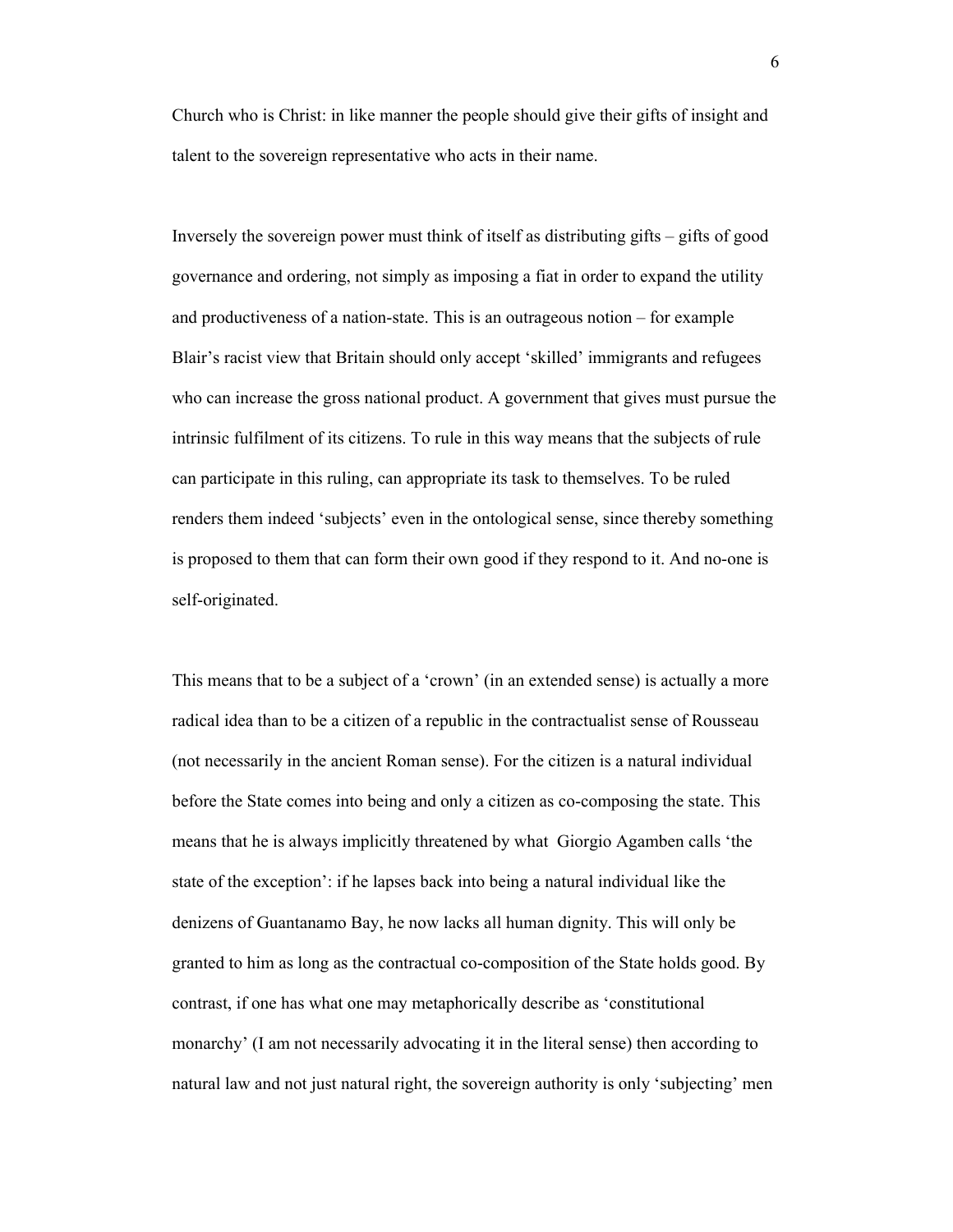Church who is Christ: in like manner the people should give their gifts of insight and talent to the sovereign representative who acts in their name.

Inversely the sovereign power must think of itself as distributing gifts – gifts of good governance and ordering, not simply as imposing a fiat in order to expand the utility and productiveness of a nation-state. This is an outrageous notion – for example Blair's racist view that Britain should only accept 'skilled' immigrants and refugees who can increase the gross national product. A government that gives must pursue the intrinsic fulfilment of its citizens. To rule in this way means that the subjects of rule can participate in this ruling, can appropriate its task to themselves. To be ruled renders them indeed 'subjects' even in the ontological sense, since thereby something is proposed to them that can form their own good if they respond to it. And no-one is self-originated.

This means that to be a subject of a 'crown' (in an extended sense) is actually a more radical idea than to be a citizen of a republic in the contractualist sense of Rousseau (not necessarily in the ancient Roman sense). For the citizen is a natural individual before the State comes into being and only a citizen as co-composing the state. This means that he is always implicitly threatened by what Giorgio Agamben calls 'the state of the exception': if he lapses back into being a natural individual like the denizens of Guantanamo Bay, he now lacks all human dignity. This will only be granted to him as long as the contractual co-composition of the State holds good. By contrast, if one has what one may metaphorically describe as 'constitutional monarchy' (I am not necessarily advocating it in the literal sense) then according to natural law and not just natural right, the sovereign authority is only 'subjecting' men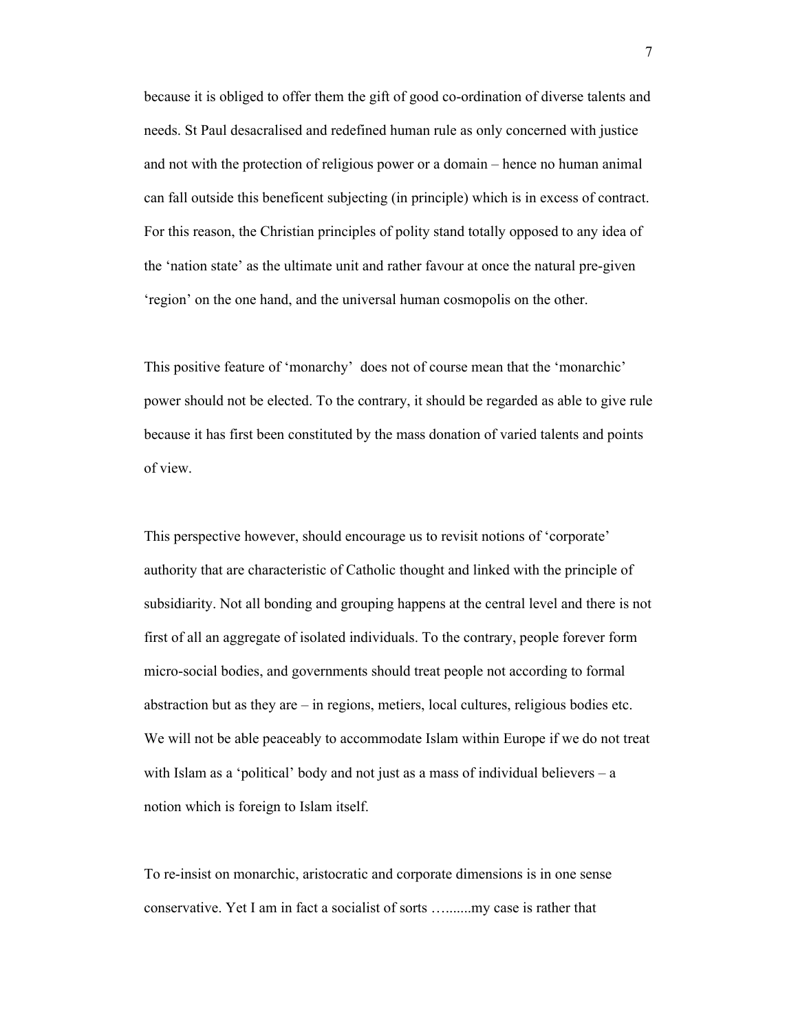because it is obliged to offer them the gift of good co-ordination of diverse talents and needs. St Paul desacralised and redefined human rule as only concerned with justice and not with the protection of religious power or a domain – hence no human animal can fall outside this beneficent subjecting (in principle) which is in excess of contract. For this reason, the Christian principles of polity stand totally opposed to any idea of the 'nation state' as the ultimate unit and rather favour at once the natural pre-given 'region' on the one hand, and the universal human cosmopolis on the other.

This positive feature of 'monarchy' does not of course mean that the 'monarchic' power should not be elected. To the contrary, it should be regarded as able to give rule because it has first been constituted by the mass donation of varied talents and points of view.

This perspective however, should encourage us to revisit notions of 'corporate' authority that are characteristic of Catholic thought and linked with the principle of subsidiarity. Not all bonding and grouping happens at the central level and there is not first of all an aggregate of isolated individuals. To the contrary, people forever form micro-social bodies, and governments should treat people not according to formal abstraction but as they are – in regions, metiers, local cultures, religious bodies etc. We will not be able peaceably to accommodate Islam within Europe if we do not treat with Islam as a 'political' body and not just as a mass of individual believers – a notion which is foreign to Islam itself.

To re-insist on monarchic, aristocratic and corporate dimensions is in one sense conservative. Yet I am in fact a socialist of sorts …......my case is rather that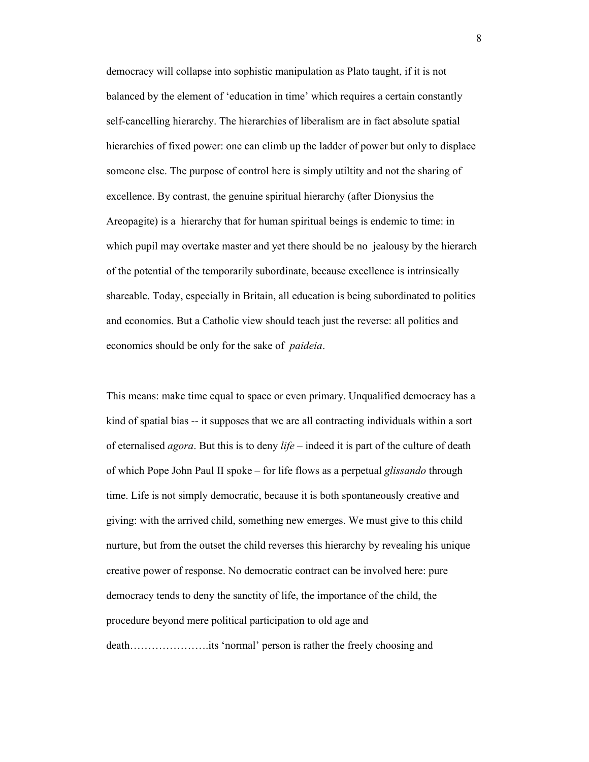democracy will collapse into sophistic manipulation as Plato taught, if it is not balanced by the element of 'education in time' which requires a certain constantly self-cancelling hierarchy. The hierarchies of liberalism are in fact absolute spatial hierarchies of fixed power: one can climb up the ladder of power but only to displace someone else. The purpose of control here is simply utiltity and not the sharing of excellence. By contrast, the genuine spiritual hierarchy (after Dionysius the Areopagite) is a hierarchy that for human spiritual beings is endemic to time: in which pupil may overtake master and yet there should be no jealousy by the hierarch of the potential of the temporarily subordinate, because excellence is intrinsically shareable. Today, especially in Britain, all education is being subordinated to politics and economics. But a Catholic view should teach just the reverse: all politics and economics should be only for the sake of *paideia*.

This means: make time equal to space or even primary. Unqualified democracy has a kind of spatial bias -- it supposes that we are all contracting individuals within a sort of eternalised *agora*. But this is to deny *life* – indeed it is part of the culture of death of which Pope John Paul II spoke – for life flows as a perpetual *glissando* through time. Life is not simply democratic, because it is both spontaneously creative and giving: with the arrived child, something new emerges. We must give to this child nurture, but from the outset the child reverses this hierarchy by revealing his unique creative power of response. No democratic contract can be involved here: pure democracy tends to deny the sanctity of life, the importance of the child, the procedure beyond mere political participation to old age and death………………….its 'normal' person is rather the freely choosing and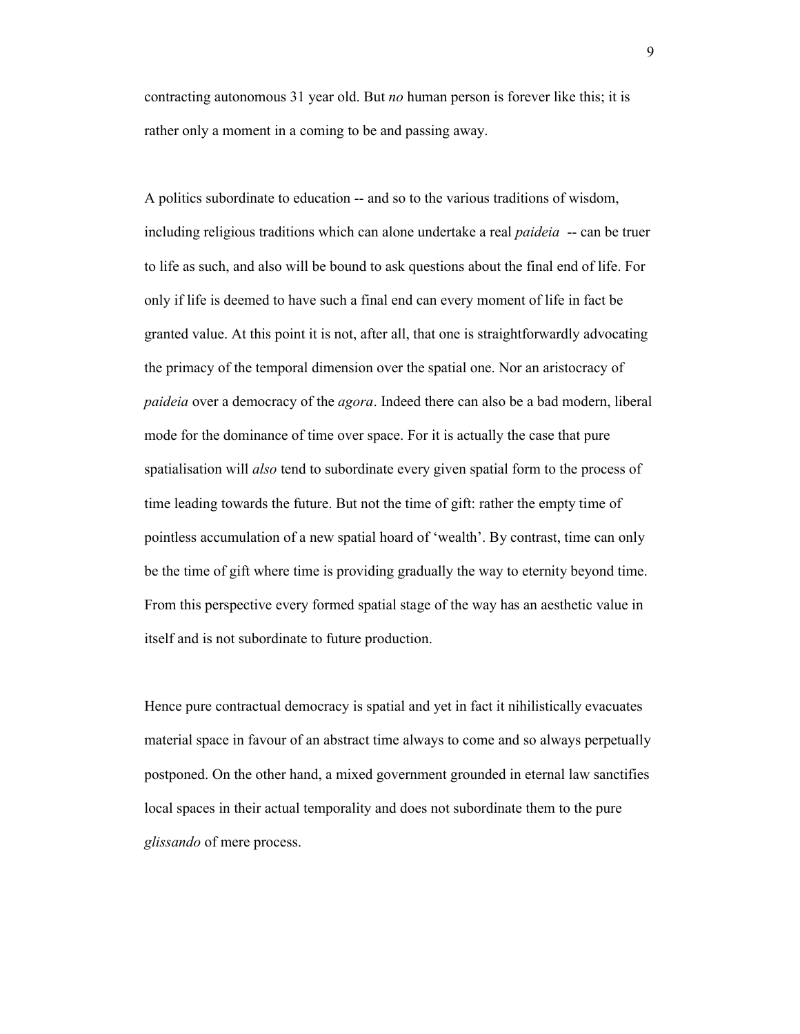contracting autonomous 31 year old. But *no* human person is forever like this; it is rather only a moment in a coming to be and passing away.

A politics subordinate to education -- and so to the various traditions of wisdom, including religious traditions which can alone undertake a real *paideia* -- can be truer to life as such, and also will be bound to ask questions about the final end of life. For only if life is deemed to have such a final end can every moment of life in fact be granted value. At this point it is not, after all, that one is straightforwardly advocating the primacy of the temporal dimension over the spatial one. Nor an aristocracy of *paideia* over a democracy of the *agora*. Indeed there can also be a bad modern, liberal mode for the dominance of time over space. For it is actually the case that pure spatialisation will *also* tend to subordinate every given spatial form to the process of time leading towards the future. But not the time of gift: rather the empty time of pointless accumulation of a new spatial hoard of 'wealth'. By contrast, time can only be the time of gift where time is providing gradually the way to eternity beyond time. From this perspective every formed spatial stage of the way has an aesthetic value in itself and is not subordinate to future production.

Hence pure contractual democracy is spatial and yet in fact it nihilistically evacuates material space in favour of an abstract time always to come and so always perpetually postponed. On the other hand, a mixed government grounded in eternal law sanctifies local spaces in their actual temporality and does not subordinate them to the pure *glissando* of mere process.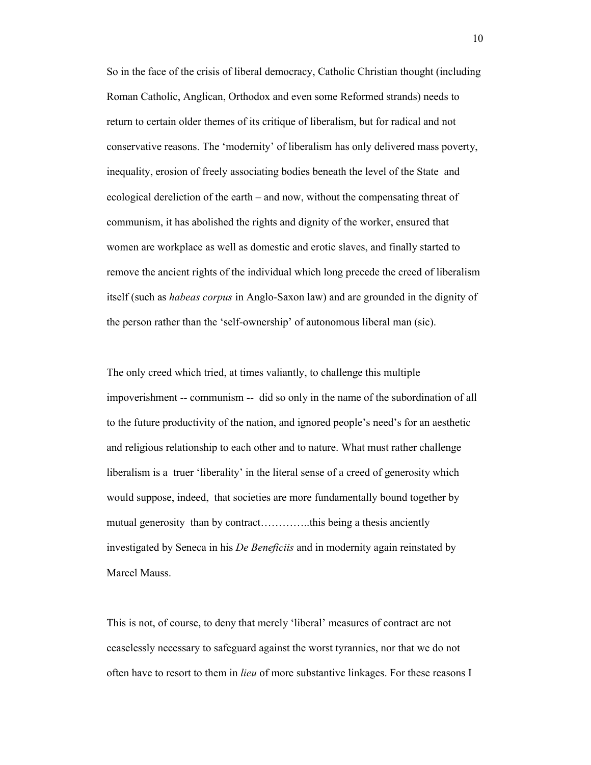So in the face of the crisis of liberal democracy, Catholic Christian thought (including Roman Catholic, Anglican, Orthodox and even some Reformed strands) needs to return to certain older themes of its critique of liberalism, but for radical and not conservative reasons. The 'modernity' of liberalism has only delivered mass poverty, inequality, erosion of freely associating bodies beneath the level of the State and ecological dereliction of the earth – and now, without the compensating threat of communism, it has abolished the rights and dignity of the worker, ensured that women are workplace as well as domestic and erotic slaves, and finally started to remove the ancient rights of the individual which long precede the creed of liberalism itself (such as *habeas corpus* in Anglo-Saxon law) and are grounded in the dignity of the person rather than the 'self-ownership' of autonomous liberal man (sic).

The only creed which tried, at times valiantly, to challenge this multiple impoverishment -- communism -- did so only in the name of the subordination of all to the future productivity of the nation, and ignored people's need's for an aesthetic and religious relationship to each other and to nature. What must rather challenge liberalism is a truer 'liberality' in the literal sense of a creed of generosity which would suppose, indeed, that societies are more fundamentally bound together by mutual generosity than by contract…………..this being a thesis anciently investigated by Seneca in his *De Beneficiis* and in modernity again reinstated by Marcel Mauss.

This is not, of course, to deny that merely 'liberal' measures of contract are not ceaselessly necessary to safeguard against the worst tyrannies, nor that we do not often have to resort to them in *lieu* of more substantive linkages. For these reasons I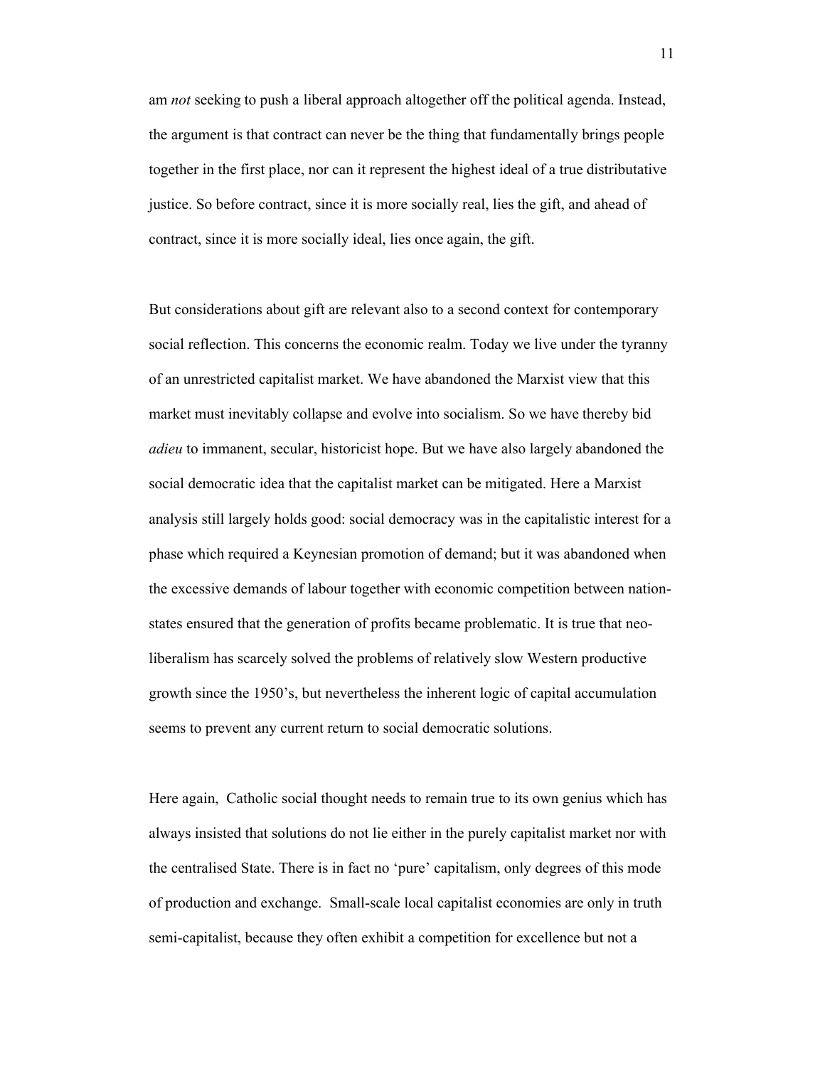am *not* seeking to push a liberal approach altogether off the political agenda. Instead, the argument is that contract can never be the thing that fundamentally brings people together in the first place, nor can it represent the highest ideal of a true distributative justice. So before contract, since it is more socially real, lies the gift, and ahead of contract, since it is more socially ideal, lies once again, the gift.

But considerations about gift are relevant also to a second context for contemporary social reflection. This concerns the economic realm. Today we live under the tyranny of an unrestricted capitalist market. We have abandoned the Marxist view that this market must inevitably collapse and evolve into socialism. So we have thereby bid *adieu* to immanent, secular, historicist hope. But we have also largely abandoned the social democratic idea that the capitalist market can be mitigated. Here a Marxist analysis still largely holds good: social democracy was in the capitalistic interest for a phase which required a Keynesian promotion of demand; but it was abandoned when the excessive demands of labour together with economic competition between nation-states ensured that the generation of profits became problematic. It is true that neo-liberalism has scarcely solved the problems of relatively slow Western productive growth since the 1950's, but nevertheless the inherent logic of capital accumulation seems to prevent any current return to social democratic solutions.

Here again, Catholic social thought needs to remain true to its own genius which has always insisted that solutions do not lie either in the purely capitalist market nor with the centralised State. There is in fact no 'pure' capitalism, only degrees of this mode of production and exchange. Small-scale local capitalist economies are only in truth semi-capitalist, because they often exhibit a competition for excellence but not a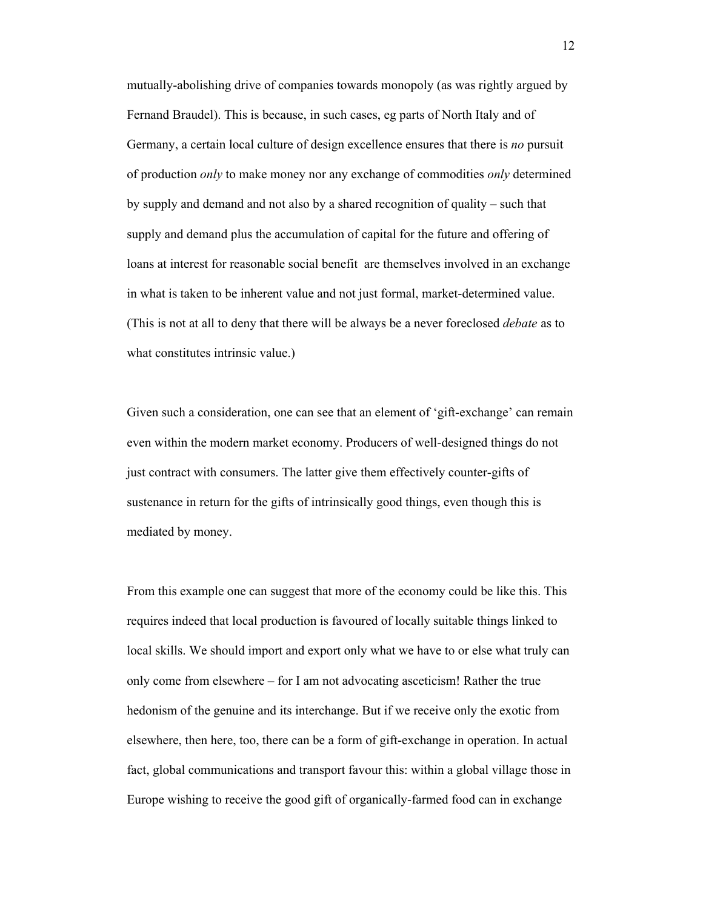mutually-abolishing drive of companies towards monopoly (as was rightly argued by Fernand Braudel). This is because, in such cases, eg parts of North Italy and of Germany, a certain local culture of design excellence ensures that there is *no* pursuit of production *only* to make money nor any exchange of commodities *only* determined by supply and demand and not also by a shared recognition of quality – such that supply and demand plus the accumulation of capital for the future and offering of loans at interest for reasonable social benefit  are themselves involved in an exchange in what is taken to be inherent value and not just formal, market-determined value. (This is not at all to deny that there will be always be a never foreclosed *debate* as to what constitutes intrinsic value.)

Given such a consideration, one can see that an element of 'gift-exchange' can remain even within the modern market economy. Producers of well-designed things do not just contract with consumers. The latter give them effectively counter-gifts of sustenance in return for the gifts of intrinsically good things, even though this is mediated by money.

From this example one can suggest that more of the economy could be like this. This requires indeed that local production is favoured of locally suitable things linked to local skills. We should import and export only what we have to or else what truly can only come from elsewhere – for I am not advocating asceticism! Rather the true hedonism of the genuine and its interchange. But if we receive only the exotic from elsewhere, then here, too, there can be a form of gift-exchange in operation. In actual fact, global communications and transport favour this: within a global village those in Europe wishing to receive the good gift of organically-farmed food can in exchange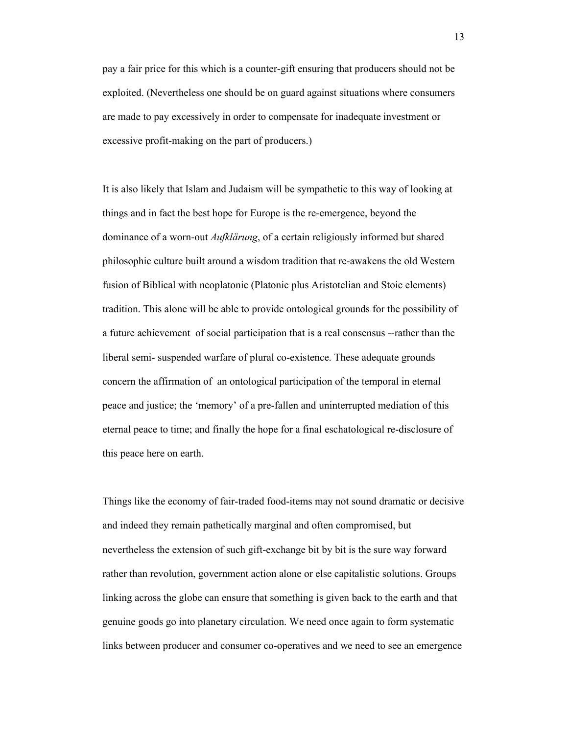pay a fair price for this which is a counter-gift ensuring that producers should not be exploited. (Nevertheless one should be on guard against situations where consumers are made to pay excessively in order to compensate for inadequate investment or excessive profit-making on the part of producers.)

It is also likely that Islam and Judaism will be sympathetic to this way of looking at things and in fact the best hope for Europe is the re-emergence, beyond the dominance of a worn-out *Aufklärung*, of a certain religiously informed but shared philosophic culture built around a wisdom tradition that re-awakens the old Western fusion of Biblical with neoplatonic (Platonic plus Aristotelian and Stoic elements) tradition. This alone will be able to provide ontological grounds for the possibility of a future achievement of social participation that is a real consensus --rather than the liberal semi- suspended warfare of plural co-existence. These adequate grounds concern the affirmation of an ontological participation of the temporal in eternal peace and justice; the 'memory' of a pre-fallen and uninterrupted mediation of this eternal peace to time; and finally the hope for a final eschatological re-disclosure of this peace here on earth.

Things like the economy of fair-traded food-items may not sound dramatic or decisive and indeed they remain pathetically marginal and often compromised, but nevertheless the extension of such gift-exchange bit by bit is the sure way forward rather than revolution, government action alone or else capitalistic solutions. Groups linking across the globe can ensure that something is given back to the earth and that genuine goods go into planetary circulation. We need once again to form systematic links between producer and consumer co-operatives and we need to see an emergence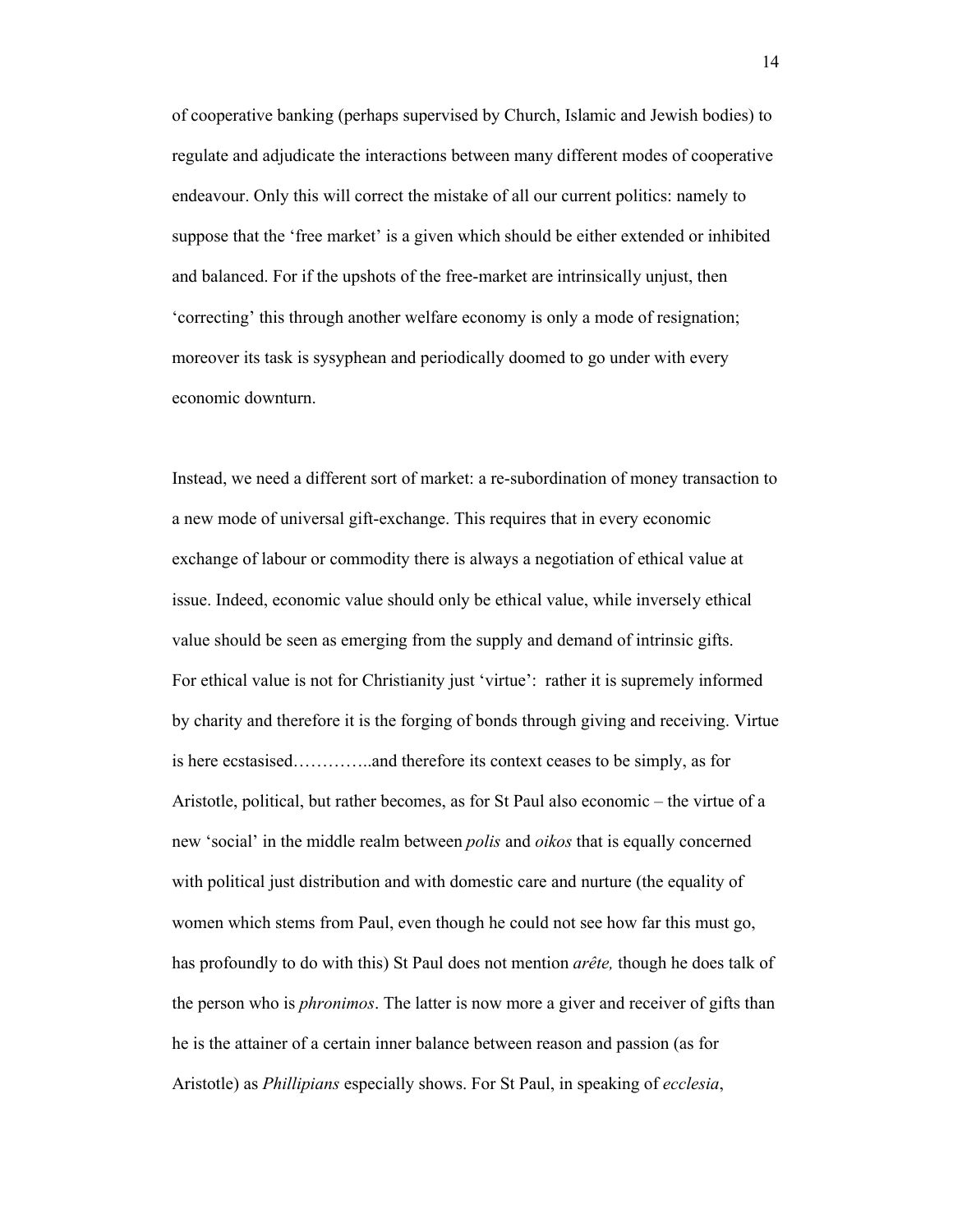of cooperative banking (perhaps supervised by Church, Islamic and Jewish bodies) to regulate and adjudicate the interactions between many different modes of cooperative endeavour. Only this will correct the mistake of all our current politics: namely to suppose that the 'free market' is a given which should be either extended or inhibited and balanced. For if the upshots of the free-market are intrinsically unjust, then 'correcting' this through another welfare economy is only a mode of resignation; moreover its task is sysyphean and periodically doomed to go under with every economic downturn.

Instead, we need a different sort of market: a re-subordination of money transaction to a new mode of universal gift-exchange. This requires that in every economic exchange of labour or commodity there is always a negotiation of ethical value at issue. Indeed, economic value should only be ethical value, while inversely ethical value should be seen as emerging from the supply and demand of intrinsic gifts. For ethical value is not for Christianity just 'virtue': rather it is supremely informed by charity and therefore it is the forging of bonds through giving and receiving. Virtue is here ecstasised…………..and therefore its context ceases to be simply, as for Aristotle, political, but rather becomes, as for St Paul also economic – the virtue of a new 'social' in the middle realm between *polis* and *oikos* that is equally concerned with political just distribution and with domestic care and nurture (the equality of women which stems from Paul, even though he could not see how far this must go, has profoundly to do with this) St Paul does not mention *arête,* though he does talk of the person who is *phronimos*. The latter is now more a giver and receiver of gifts than he is the attainer of a certain inner balance between reason and passion (as for Aristotle) as *Phillipians* especially shows. For St Paul, in speaking of *ecclesia*,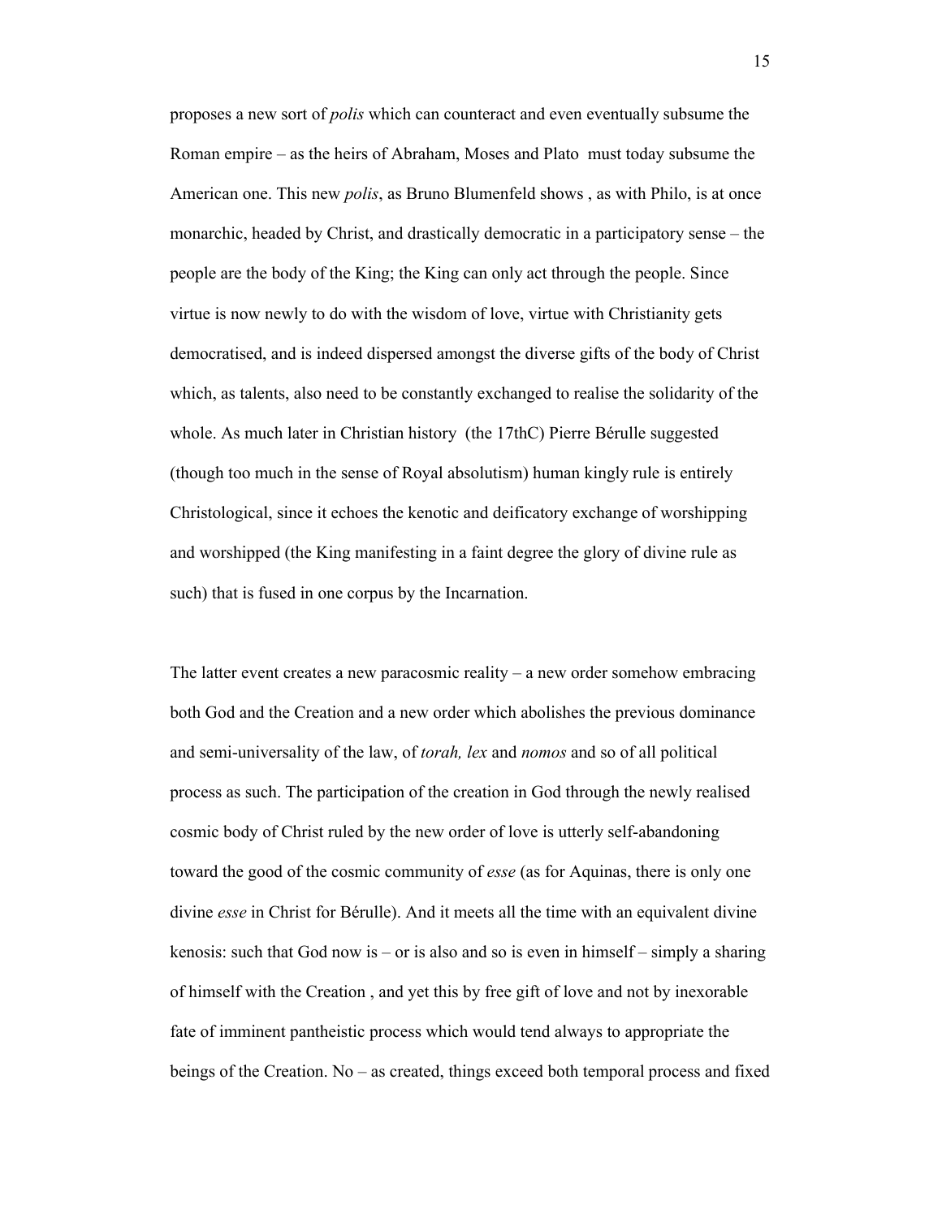proposes a new sort of *polis* which can counteract and even eventually subsume the Roman empire – as the heirs of Abraham, Moses and Plato must today subsume the American one. This new *polis*, as Bruno Blumenfeld shows , as with Philo, is at once monarchic, headed by Christ, and drastically democratic in a participatory sense – the people are the body of the King; the King can only act through the people. Since virtue is now newly to do with the wisdom of love, virtue with Christianity gets democratised, and is indeed dispersed amongst the diverse gifts of the body of Christ which, as talents, also need to be constantly exchanged to realise the solidarity of the whole. As much later in Christian history (the 17thC) Pierre Bérulle suggested (though too much in the sense of Royal absolutism) human kingly rule is entirely Christological, since it echoes the kenotic and deificatory exchange of worshipping and worshipped (the King manifesting in a faint degree the glory of divine rule as such) that is fused in one corpus by the Incarnation.

The latter event creates a new paracosmic reality – a new order somehow embracing both God and the Creation and a new order which abolishes the previous dominance and semi-universality of the law, of *torah, lex* and *nomos* and so of all political process as such. The participation of the creation in God through the newly realised cosmic body of Christ ruled by the new order of love is utterly self-abandoning toward the good of the cosmic community of *esse* (as for Aquinas, there is only one divine *esse* in Christ for Bérulle). And it meets all the time with an equivalent divine kenosis: such that God now is – or is also and so is even in himself – simply a sharing of himself with the Creation , and yet this by free gift of love and not by inexorable fate of imminent pantheistic process which would tend always to appropriate the beings of the Creation. No – as created, things exceed both temporal process and fixed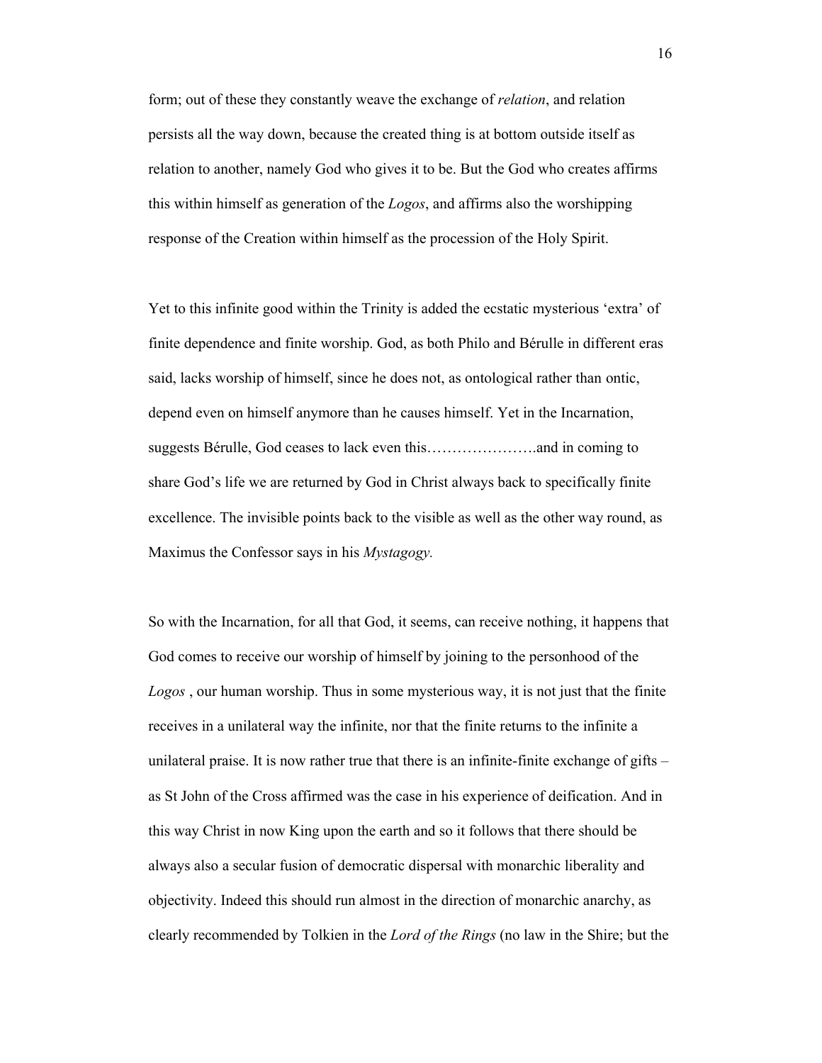form; out of these they constantly weave the exchange of *relation*, and relation persists all the way down, because the created thing is at bottom outside itself as relation to another, namely God who gives it to be. But the God who creates affirms this within himself as generation of the *Logos*, and affirms also the worshipping response of the Creation within himself as the procession of the Holy Spirit.

Yet to this infinite good within the Trinity is added the ecstatic mysterious 'extra' of finite dependence and finite worship. God, as both Philo and Bérulle in different eras said, lacks worship of himself, since he does not, as ontological rather than ontic, depend even on himself anymore than he causes himself. Yet in the Incarnation, suggests Bérulle, God ceases to lack even this………………….and in coming to share God's life we are returned by God in Christ always back to specifically finite excellence. The invisible points back to the visible as well as the other way round, as Maximus the Confessor says in his *Mystagogy.*

So with the Incarnation, for all that God, it seems, can receive nothing, it happens that God comes to receive our worship of himself by joining to the personhood of the *Logos* , our human worship. Thus in some mysterious way, it is not just that the finite receives in a unilateral way the infinite, nor that the finite returns to the infinite a unilateral praise. It is now rather true that there is an infinite-finite exchange of gifts – as St John of the Cross affirmed was the case in his experience of deification. And in this way Christ in now King upon the earth and so it follows that there should be always also a secular fusion of democratic dispersal with monarchic liberality and objectivity. Indeed this should run almost in the direction of monarchic anarchy, as clearly recommended by Tolkien in the *Lord of the Rings* (no law in the Shire; but the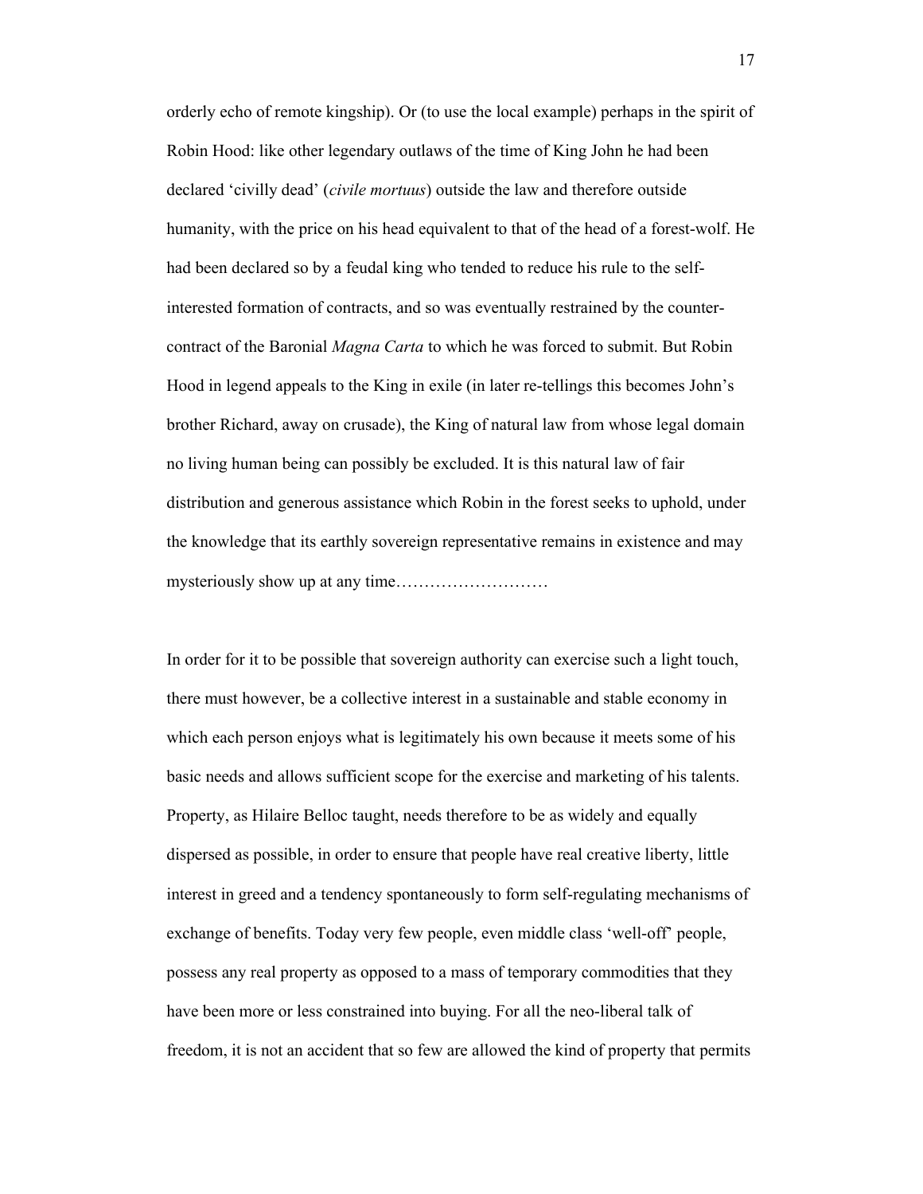orderly echo of remote kingship). Or (to use the local example) perhaps in the spirit of Robin Hood: like other legendary outlaws of the time of King John he had been declared 'civilly dead' (*civile mortuus*) outside the law and therefore outside humanity, with the price on his head equivalent to that of the head of a forest-wolf. He had been declared so by a feudal king who tended to reduce his rule to the self-interested formation of contracts, and so was eventually restrained by the counter-contract of the Baronial *Magna Carta* to which he was forced to submit. But Robin Hood in legend appeals to the King in exile (in later re-tellings this becomes John's brother Richard, away on crusade), the King of natural law from whose legal domain no living human being can possibly be excluded. It is this natural law of fair distribution and generous assistance which Robin in the forest seeks to uphold, under the knowledge that its earthly sovereign representative remains in existence and may mysteriously show up at any time………………………

In order for it to be possible that sovereign authority can exercise such a light touch, there must however, be a collective interest in a sustainable and stable economy in which each person enjoys what is legitimately his own because it meets some of his basic needs and allows sufficient scope for the exercise and marketing of his talents. Property, as Hilaire Belloc taught, needs therefore to be as widely and equally dispersed as possible, in order to ensure that people have real creative liberty, little interest in greed and a tendency spontaneously to form self-regulating mechanisms of exchange of benefits. Today very few people, even middle class 'well-off' people, possess any real property as opposed to a mass of temporary commodities that they have been more or less constrained into buying. For all the neo-liberal talk of freedom, it is not an accident that so few are allowed the kind of property that permits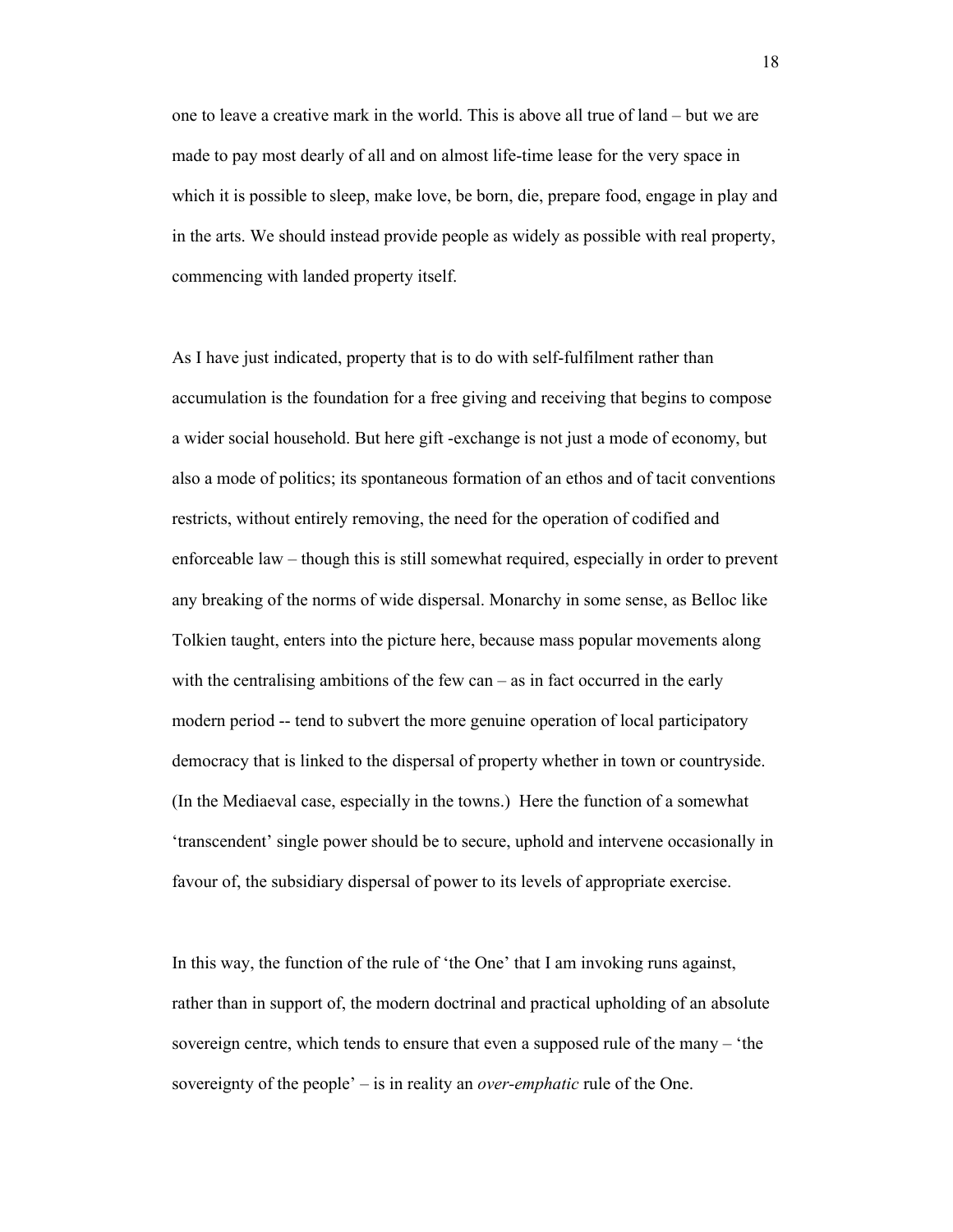one to leave a creative mark in the world. This is above all true of land – but we are made to pay most dearly of all and on almost life-time lease for the very space in which it is possible to sleep, make love, be born, die, prepare food, engage in play and in the arts. We should instead provide people as widely as possible with real property, commencing with landed property itself.

As I have just indicated, property that is to do with self-fulfilment rather than accumulation is the foundation for a free giving and receiving that begins to compose a wider social household. But here gift -exchange is not just a mode of economy, but also a mode of politics; its spontaneous formation of an ethos and of tacit conventions restricts, without entirely removing, the need for the operation of codified and enforceable law – though this is still somewhat required, especially in order to prevent any breaking of the norms of wide dispersal. Monarchy in some sense, as Belloc like Tolkien taught, enters into the picture here, because mass popular movements along with the centralising ambitions of the few can – as in fact occurred in the early modern period -- tend to subvert the more genuine operation of local participatory democracy that is linked to the dispersal of property whether in town or countryside. (In the Mediaeval case, especially in the towns.) Here the function of a somewhat 'transcendent' single power should be to secure, uphold and intervene occasionally in favour of, the subsidiary dispersal of power to its levels of appropriate exercise.

In this way, the function of the rule of 'the One' that I am invoking runs against, rather than in support of, the modern doctrinal and practical upholding of an absolute sovereign centre, which tends to ensure that even a supposed rule of the many – 'the sovereignty of the people' – is in reality an *over-emphatic* rule of the One.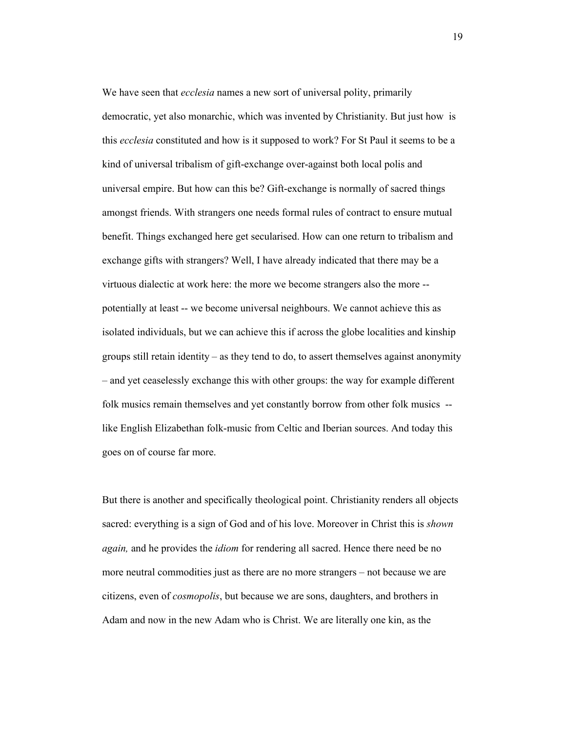We have seen that *ecclesia* names a new sort of universal polity, primarily democratic, yet also monarchic, which was invented by Christianity. But just how is this *ecclesia* constituted and how is it supposed to work? For St Paul it seems to be a kind of universal tribalism of gift-exchange over-against both local polis and universal empire. But how can this be? Gift-exchange is normally of sacred things amongst friends. With strangers one needs formal rules of contract to ensure mutual benefit. Things exchanged here get secularised. How can one return to tribalism and exchange gifts with strangers? Well, I have already indicated that there may be a virtuous dialectic at work here: the more we become strangers also the more -- potentially at least -- we become universal neighbours. We cannot achieve this as isolated individuals, but we can achieve this if across the globe localities and kinship groups still retain identity – as they tend to do, to assert themselves against anonymity – and yet ceaselessly exchange this with other groups: the way for example different folk musics remain themselves and yet constantly borrow from other folk musics -- like English Elizabethan folk-music from Celtic and Iberian sources. And today this goes on of course far more.

But there is another and specifically theological point. Christianity renders all objects sacred: everything is a sign of God and of his love. Moreover in Christ this is *shown again,* and he provides the *idiom* for rendering all sacred. Hence there need be no more neutral commodities just as there are no more strangers – not because we are citizens, even of *cosmopolis*, but because we are sons, daughters, and brothers in Adam and now in the new Adam who is Christ. We are literally one kin, as the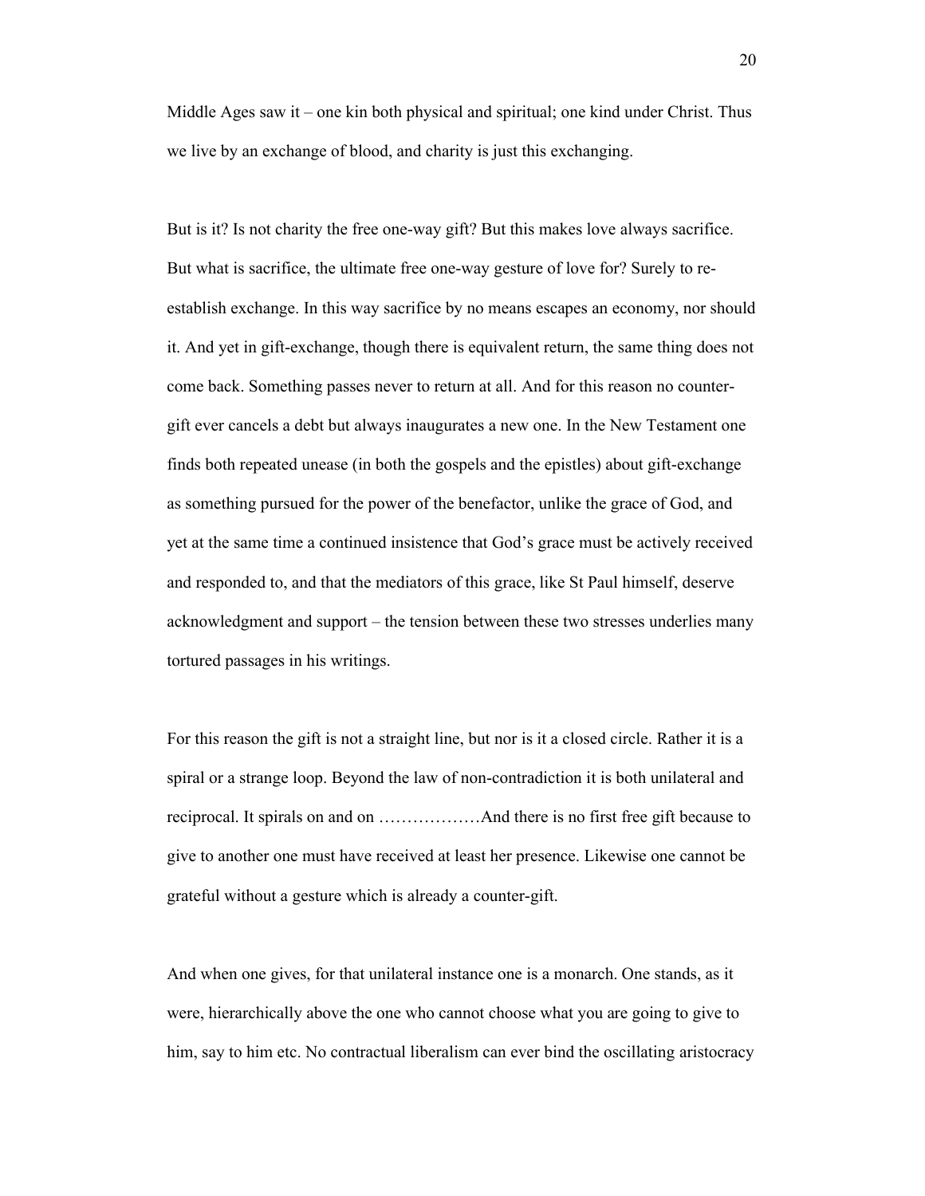Middle Ages saw it – one kin both physical and spiritual; one kind under Christ. Thus we live by an exchange of blood, and charity is just this exchanging.

But is it? Is not charity the free one-way gift? But this makes love always sacrifice. But what is sacrifice, the ultimate free one-way gesture of love for? Surely to re-establish exchange. In this way sacrifice by no means escapes an economy, nor should it. And yet in gift-exchange, though there is equivalent return, the same thing does not come back. Something passes never to return at all. And for this reason no counter-gift ever cancels a debt but always inaugurates a new one. In the New Testament one finds both repeated unease (in both the gospels and the epistles) about gift-exchange as something pursued for the power of the benefactor, unlike the grace of God, and yet at the same time a continued insistence that God's grace must be actively received and responded to, and that the mediators of this grace, like St Paul himself, deserve acknowledgment and support – the tension between these two stresses underlies many tortured passages in his writings.

For this reason the gift is not a straight line, but nor is it a closed circle. Rather it is a spiral or a strange loop. Beyond the law of non-contradiction it is both unilateral and reciprocal. It spirals on and on ………………And there is no first free gift because to give to another one must have received at least her presence. Likewise one cannot be grateful without a gesture which is already a counter-gift.

And when one gives, for that unilateral instance one is a monarch. One stands, as it were, hierarchically above the one who cannot choose what you are going to give to him, say to him etc. No contractual liberalism can ever bind the oscillating aristocracy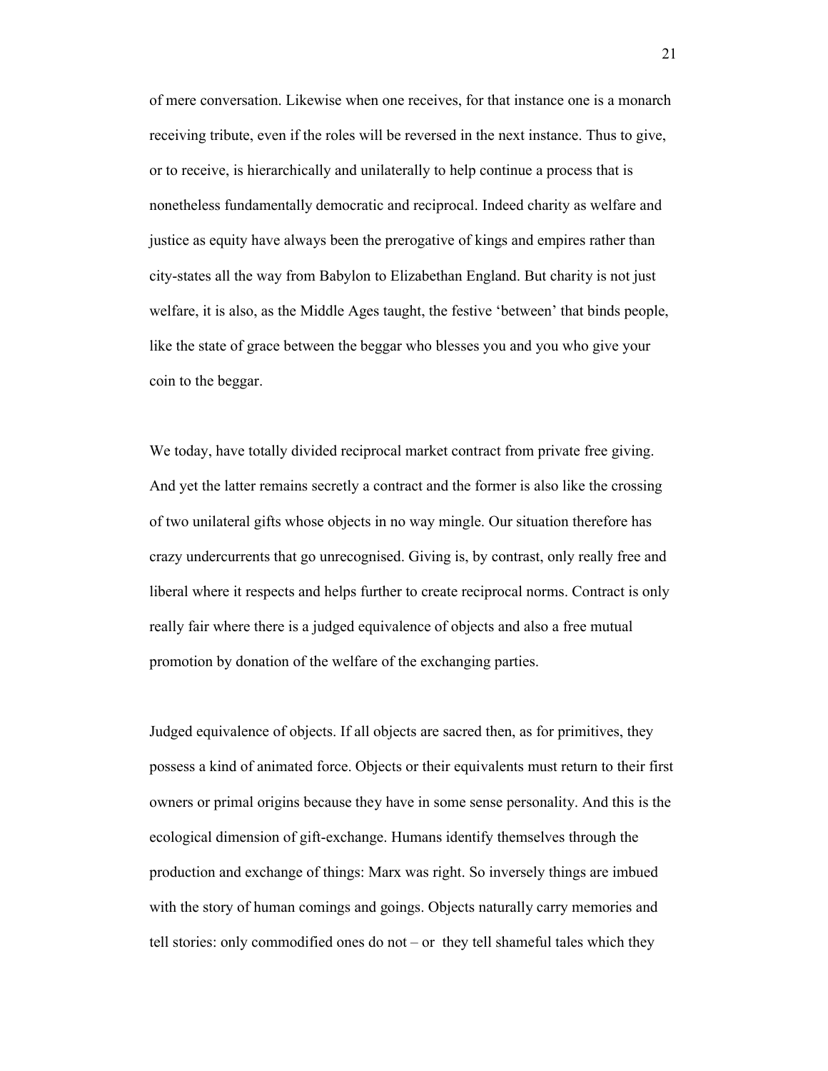of mere conversation. Likewise when one receives, for that instance one is a monarch receiving tribute, even if the roles will be reversed in the next instance. Thus to give, or to receive, is hierarchically and unilaterally to help continue a process that is nonetheless fundamentally democratic and reciprocal. Indeed charity as welfare and justice as equity have always been the prerogative of kings and empires rather than city-states all the way from Babylon to Elizabethan England. But charity is not just welfare, it is also, as the Middle Ages taught, the festive 'between' that binds people, like the state of grace between the beggar who blesses you and you who give your coin to the beggar.

We today, have totally divided reciprocal market contract from private free giving. And yet the latter remains secretly a contract and the former is also like the crossing of two unilateral gifts whose objects in no way mingle. Our situation therefore has crazy undercurrents that go unrecognised. Giving is, by contrast, only really free and liberal where it respects and helps further to create reciprocal norms. Contract is only really fair where there is a judged equivalence of objects and also a free mutual promotion by donation of the welfare of the exchanging parties.

Judged equivalence of objects. If all objects are sacred then, as for primitives, they possess a kind of animated force. Objects or their equivalents must return to their first owners or primal origins because they have in some sense personality. And this is the ecological dimension of gift-exchange. Humans identify themselves through the production and exchange of things: Marx was right. So inversely things are imbued with the story of human comings and goings. Objects naturally carry memories and tell stories: only commodified ones do not – or they tell shameful tales which they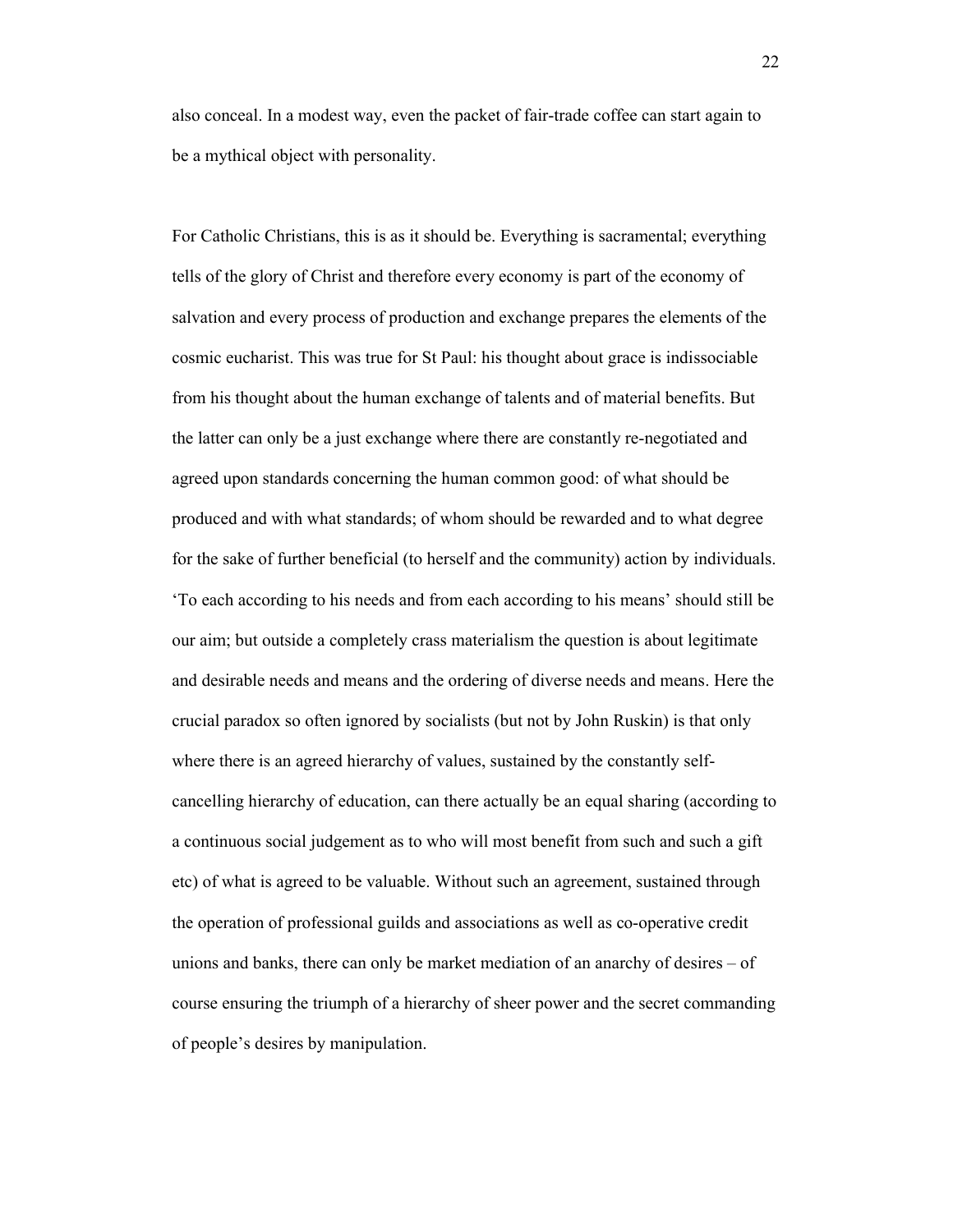also conceal. In a modest way, even the packet of fair-trade coffee can start again to be a mythical object with personality.

For Catholic Christians, this is as it should be. Everything is sacramental; everything tells of the glory of Christ and therefore every economy is part of the economy of salvation and every process of production and exchange prepares the elements of the cosmic eucharist. This was true for St Paul: his thought about grace is indissociable from his thought about the human exchange of talents and of material benefits. But the latter can only be a just exchange where there are constantly re-negotiated and agreed upon standards concerning the human common good: of what should be produced and with what standards; of whom should be rewarded and to what degree for the sake of further beneficial (to herself and the community) action by individuals. 'To each according to his needs and from each according to his means' should still be our aim; but outside a completely crass materialism the question is about legitimate and desirable needs and means and the ordering of diverse needs and means. Here the crucial paradox so often ignored by socialists (but not by John Ruskin) is that only where there is an agreed hierarchy of values, sustained by the constantly self-cancelling hierarchy of education, can there actually be an equal sharing (according to a continuous social judgement as to who will most benefit from such and such a gift etc) of what is agreed to be valuable. Without such an agreement, sustained through the operation of professional guilds and associations as well as co-operative credit unions and banks, there can only be market mediation of an anarchy of desires – of course ensuring the triumph of a hierarchy of sheer power and the secret commanding of people's desires by manipulation.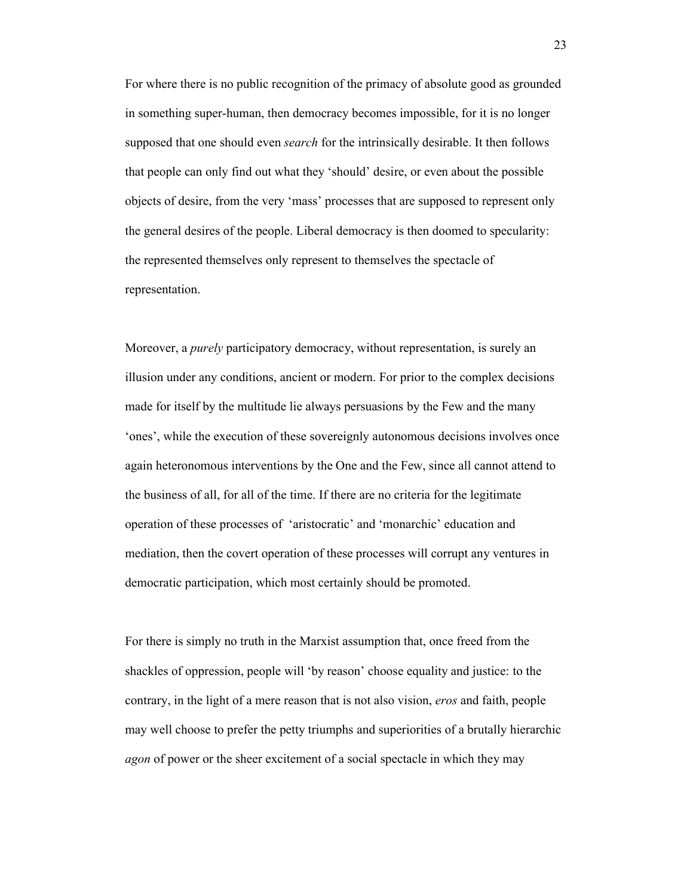For where there is no public recognition of the primacy of absolute good as grounded in something super-human, then democracy becomes impossible, for it is no longer supposed that one should even *search* for the intrinsically desirable. It then follows that people can only find out what they 'should' desire, or even about the possible objects of desire, from the very 'mass' processes that are supposed to represent only the general desires of the people. Liberal democracy is then doomed to specularity: the represented themselves only represent to themselves the spectacle of representation.

Moreover, a *purely* participatory democracy, without representation, is surely an illusion under any conditions, ancient or modern. For prior to the complex decisions made for itself by the multitude lie always persuasions by the Few and the many 'ones', while the execution of these sovereignly autonomous decisions involves once again heteronomous interventions by the One and the Few, since all cannot attend to the business of all, for all of the time. If there are no criteria for the legitimate operation of these processes of 'aristocratic' and 'monarchic' education and mediation, then the covert operation of these processes will corrupt any ventures in democratic participation, which most certainly should be promoted.

For there is simply no truth in the Marxist assumption that, once freed from the shackles of oppression, people will 'by reason' choose equality and justice: to the contrary, in the light of a mere reason that is not also vision, *eros* and faith, people may well choose to prefer the petty triumphs and superiorities of a brutally hierarchic *agon* of power or the sheer excitement of a social spectacle in which they may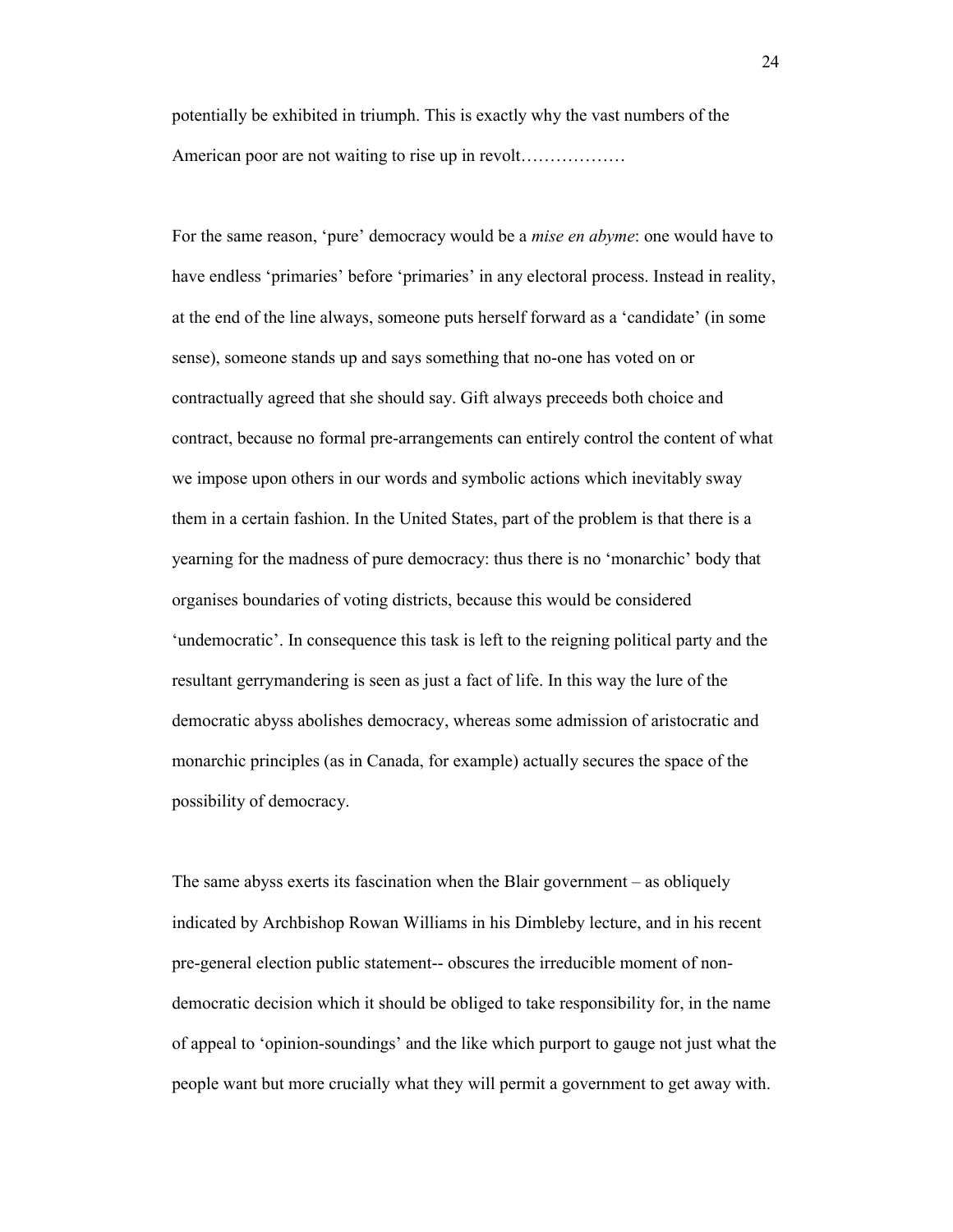potentially be exhibited in triumph. This is exactly why the vast numbers of the American poor are not waiting to rise up in revolt………………

For the same reason, 'pure' democracy would be a *mise en abyme*: one would have to have endless 'primaries' before 'primaries' in any electoral process. Instead in reality, at the end of the line always, someone puts herself forward as a 'candidate' (in some sense), someone stands up and says something that no-one has voted on or contractually agreed that she should say. Gift always preceeds both choice and contract, because no formal pre-arrangements can entirely control the content of what we impose upon others in our words and symbolic actions which inevitably sway them in a certain fashion. In the United States, part of the problem is that there is a yearning for the madness of pure democracy: thus there is no 'monarchic' body that organises boundaries of voting districts, because this would be considered 'undemocratic'. In consequence this task is left to the reigning political party and the resultant gerrymandering is seen as just a fact of life. In this way the lure of the democratic abyss abolishes democracy, whereas some admission of aristocratic and monarchic principles (as in Canada, for example) actually secures the space of the possibility of democracy.

The same abyss exerts its fascination when the Blair government – as obliquely indicated by Archbishop Rowan Williams in his Dimbleby lecture, and in his recent pre-general election public statement-- obscures the irreducible moment of non-democratic decision which it should be obliged to take responsibility for, in the name of appeal to 'opinion-soundings' and the like which purport to gauge not just what the people want but more crucially what they will permit a government to get away with.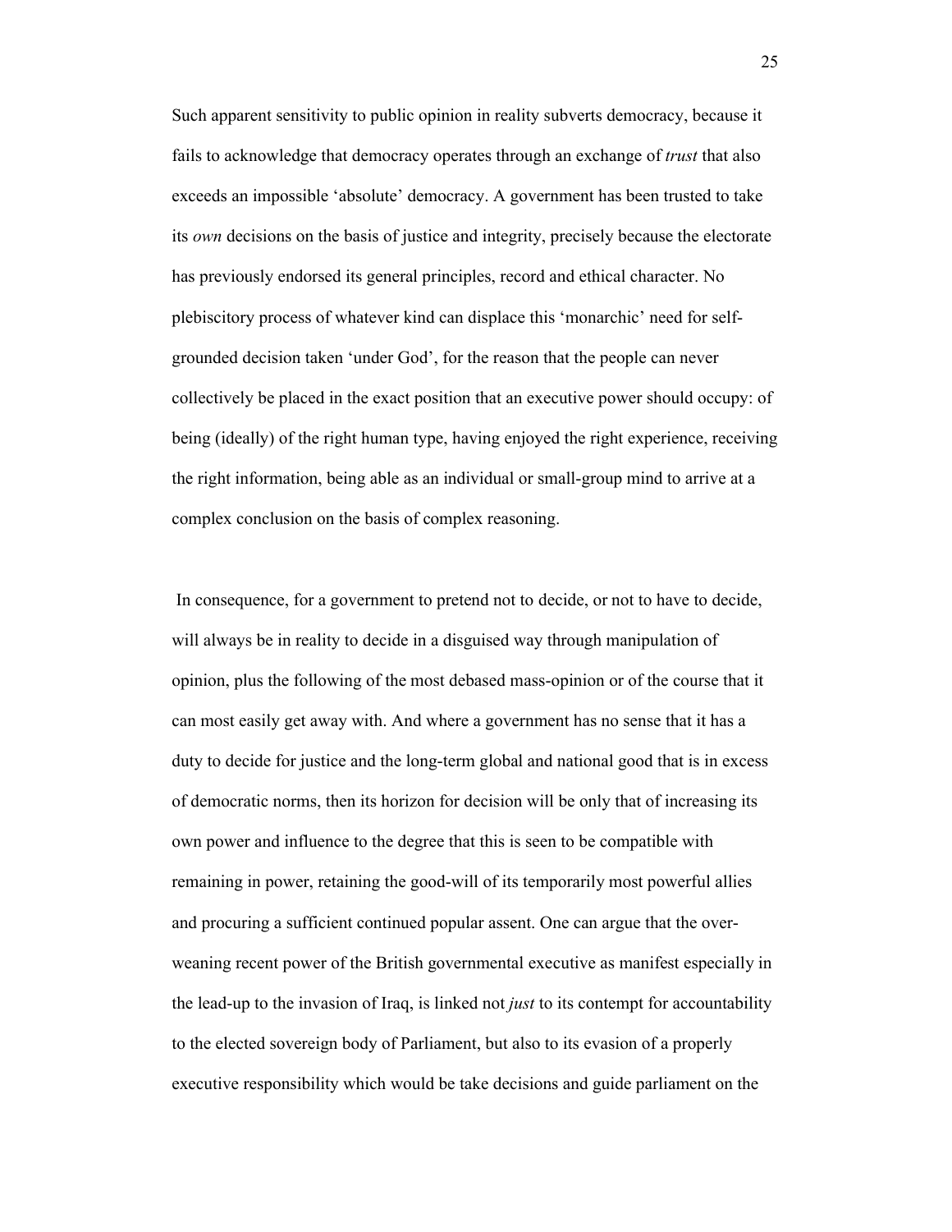Such apparent sensitivity to public opinion in reality subverts democracy, because it fails to acknowledge that democracy operates through an exchange of *trust* that also exceeds an impossible 'absolute' democracy. A government has been trusted to take its *own* decisions on the basis of justice and integrity, precisely because the electorate has previously endorsed its general principles, record and ethical character. No plebiscitory process of whatever kind can displace this 'monarchic' need for self-grounded decision taken 'under God', for the reason that the people can never collectively be placed in the exact position that an executive power should occupy: of being (ideally) of the right human type, having enjoyed the right experience, receiving the right information, being able as an individual or small-group mind to arrive at a complex conclusion on the basis of complex reasoning.

In consequence, for a government to pretend not to decide, or not to have to decide, will always be in reality to decide in a disguised way through manipulation of opinion, plus the following of the most debased mass-opinion or of the course that it can most easily get away with. And where a government has no sense that it has a duty to decide for justice and the long-term global and national good that is in excess of democratic norms, then its horizon for decision will be only that of increasing its own power and influence to the degree that this is seen to be compatible with remaining in power, retaining the good-will of its temporarily most powerful allies and procuring a sufficient continued popular assent. One can argue that the over-weaning recent power of the British governmental executive as manifest especially in the lead-up to the invasion of Iraq, is linked not *just* to its contempt for accountability to the elected sovereign body of Parliament, but also to its evasion of a properly executive responsibility which would be take decisions and guide parliament on the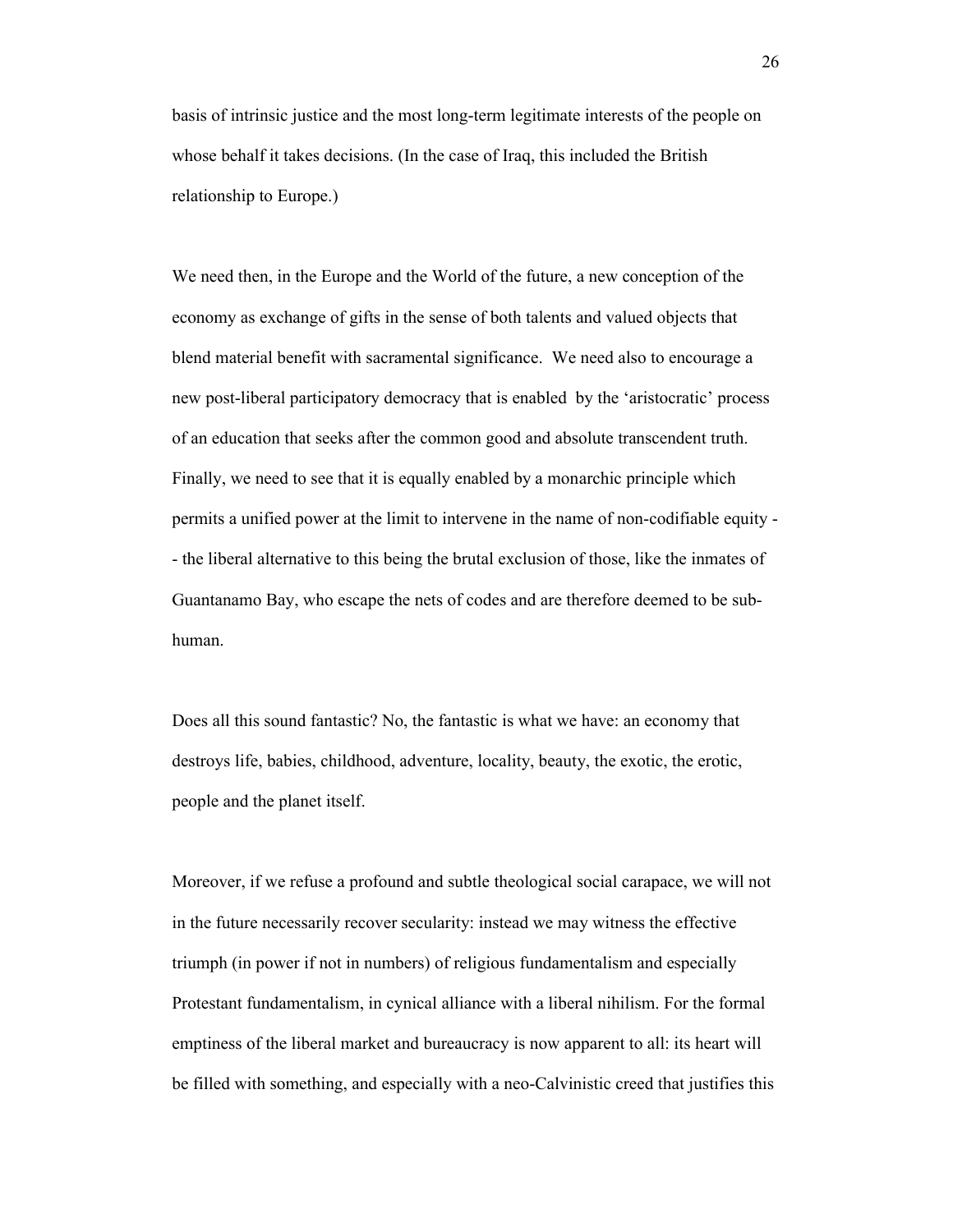basis of intrinsic justice and the most long-term legitimate interests of the people on whose behalf it takes decisions. (In the case of Iraq, this included the British relationship to Europe.)

We need then, in the Europe and the World of the future, a new conception of the economy as exchange of gifts in the sense of both talents and valued objects that blend material benefit with sacramental significance. We need also to encourage a new post-liberal participatory democracy that is enabled by the 'aristocratic' process of an education that seeks after the common good and absolute transcendent truth. Finally, we need to see that it is equally enabled by a monarchic principle which permits a unified power at the limit to intervene in the name of non-codifiable equity -- the liberal alternative to this being the brutal exclusion of those, like the inmates of Guantanamo Bay, who escape the nets of codes and are therefore deemed to be sub-human.

Does all this sound fantastic? No, the fantastic is what we have: an economy that destroys life, babies, childhood, adventure, locality, beauty, the exotic, the erotic, people and the planet itself.

Moreover, if we refuse a profound and subtle theological social carapace, we will not in the future necessarily recover secularity: instead we may witness the effective triumph (in power if not in numbers) of religious fundamentalism and especially Protestant fundamentalism, in cynical alliance with a liberal nihilism. For the formal emptiness of the liberal market and bureaucracy is now apparent to all: its heart will be filled with something, and especially with a neo-Calvinistic creed that justifies this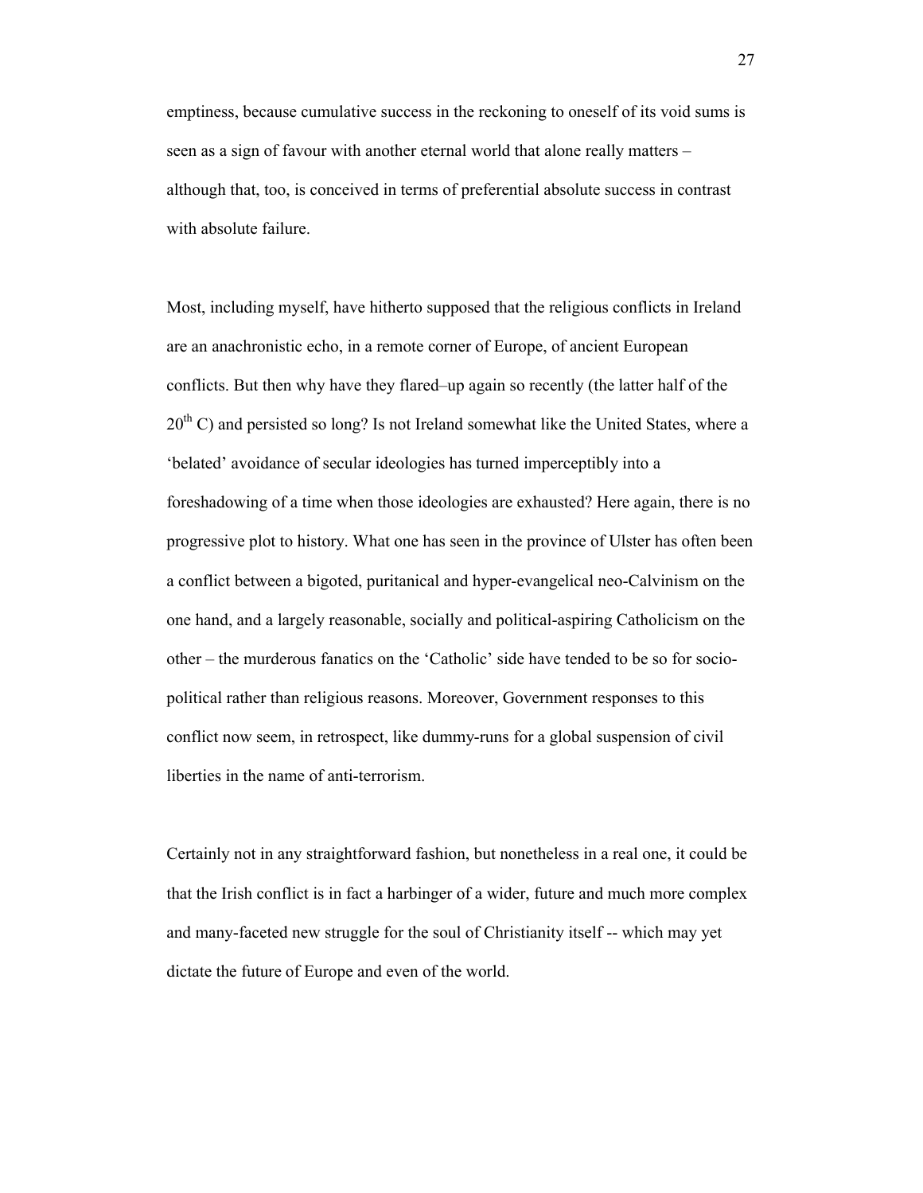emptiness, because cumulative success in the reckoning to oneself of its void sums is seen as a sign of favour with another eternal world that alone really matters – although that, too, is conceived in terms of preferential absolute success in contrast with absolute failure.

Most, including myself, have hitherto supposed that the religious conflicts in Ireland are an anachronistic echo, in a remote corner of Europe, of ancient European conflicts. But then why have they flared–up again so recently (the latter half of the 20th C) and persisted so long? Is not Ireland somewhat like the United States, where a 'belated' avoidance of secular ideologies has turned imperceptibly into a foreshadowing of a time when those ideologies are exhausted? Here again, there is no progressive plot to history. What one has seen in the province of Ulster has often been a conflict between a bigoted, puritanical and hyper-evangelical neo-Calvinism on the one hand, and a largely reasonable, socially and political-aspiring Catholicism on the other – the murderous fanatics on the 'Catholic' side have tended to be so for socio-political rather than religious reasons. Moreover, Government responses to this conflict now seem, in retrospect, like dummy-runs for a global suspension of civil liberties in the name of anti-terrorism.

Certainly not in any straightforward fashion, but nonetheless in a real one, it could be that the Irish conflict is in fact a harbinger of a wider, future and much more complex and many-faceted new struggle for the soul of Christianity itself -- which may yet dictate the future of Europe and even of the world.